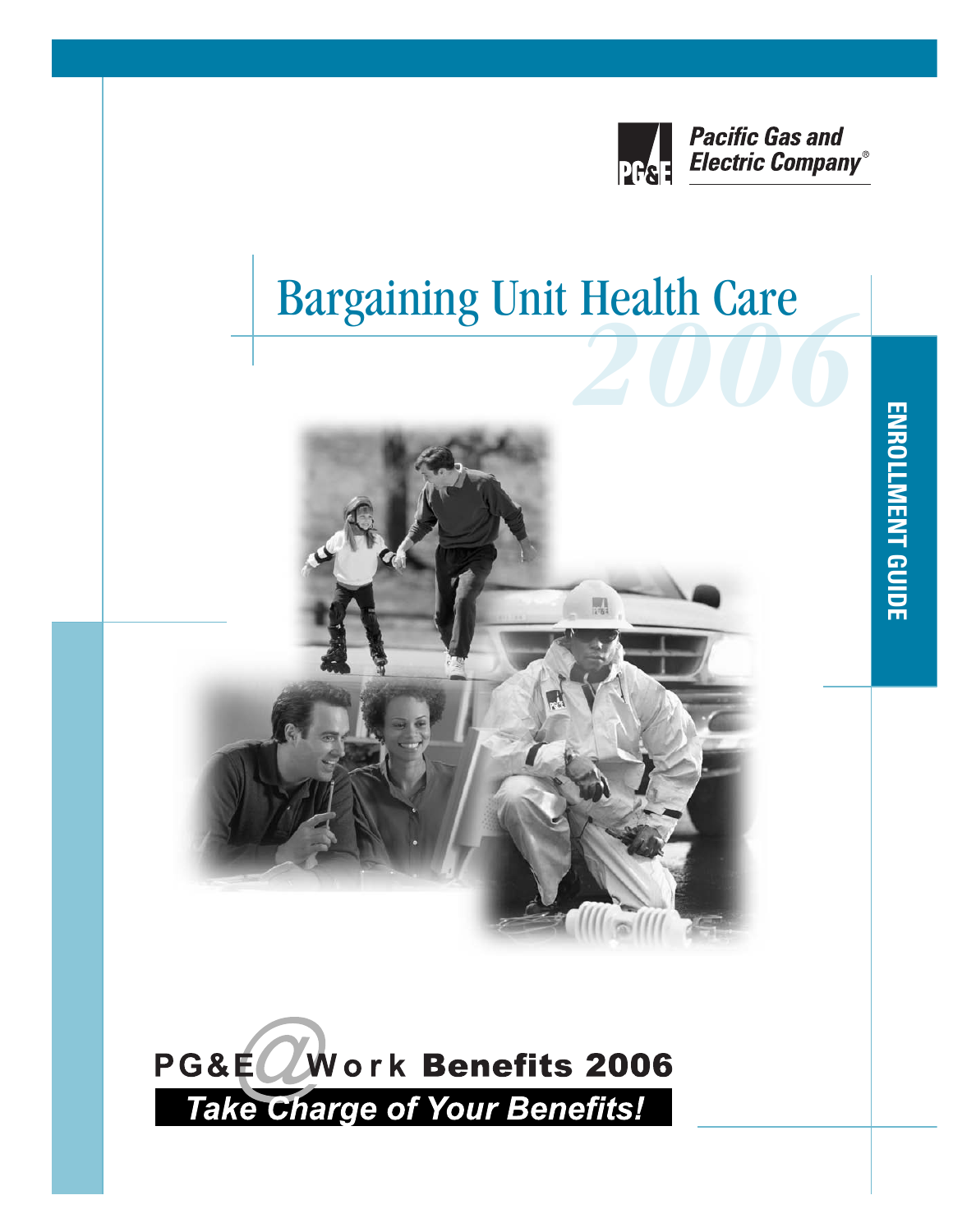Pacific Gas and Electric Company®

# Bargaining Unit Health Care 2006

ENROLLMENT GUIDE

PG&E@Work Benefits 2006

**Take Charge of Your Benefits!**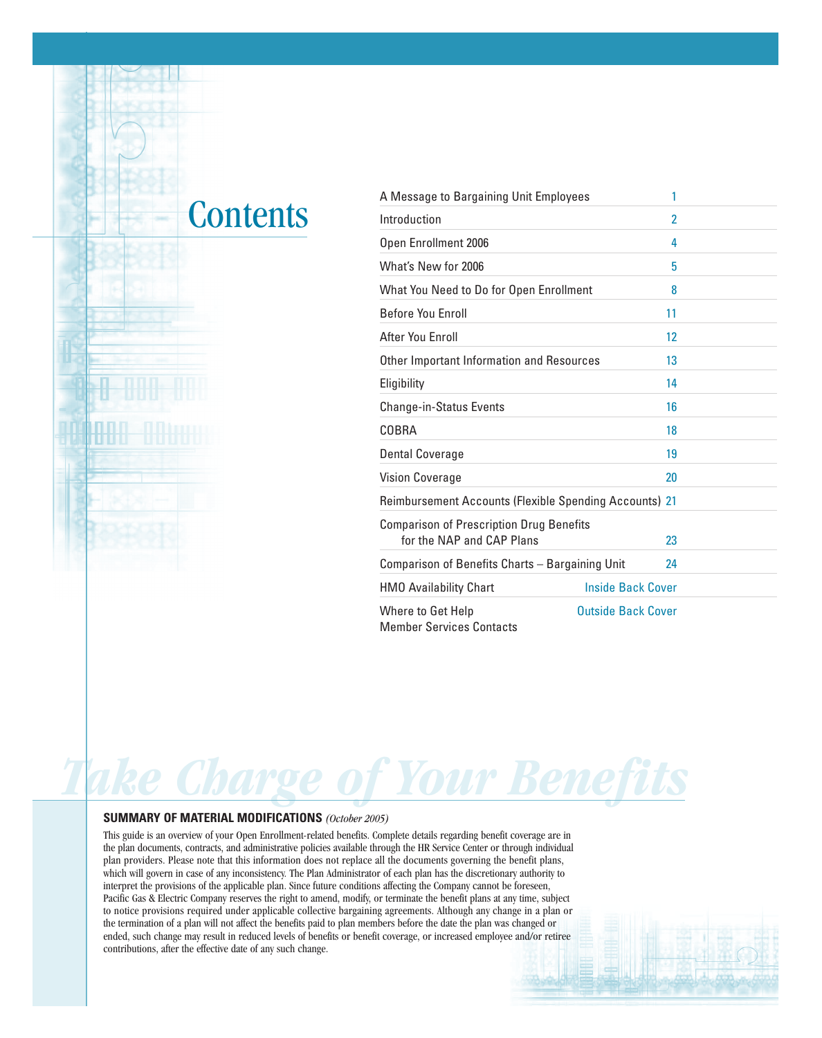# Contents

| | |
|---|---|
| A Message to Bargaining Unit Employees | 1 |
| Introduction | 2 |
| Open Enrollment 2006 | 4 |
| What's New for 2006 | 5 |
| What You Need to Do for Open Enrollment | 8 |
| Before You Enroll | 11 |
| After You Enroll | 12 |
| Other Important Information and Resources | 13 |
| Eligibility | 14 |
| Change-in-Status Events | 16 |
| COBRA | 18 |
| Dental Coverage | 19 |
| Vision Coverage | 20 |
| Reimbursement Accounts (Flexible Spending Accounts) | 21 |
| Comparison of Prescription Drug Benefits for the NAP and CAP Plans | 23 |
| Comparison of Benefits Charts – Bargaining Unit | 24 |
| HMO Availability Chart | Inside Back Cover |
| Where to Get Help<br>Member Services Contacts | Outside Back Cover |

*Take Charge of Your Benefits*

**SUMMARY OF MATERIAL MODIFICATIONS** *(October 2005)*

This guide is an overview of your Open Enrollment-related benefits. Complete details regarding benefit coverage are in the plan documents, contracts, and administrative policies available through the HR Service Center or through individual plan providers. Please note that this information does not replace all the documents governing the benefit plans, which will govern in case of any inconsistency. The Plan Administrator of each plan has the discretionary authority to interpret the provisions of the applicable plan. Since future conditions affecting the Company cannot be foreseen, Pacific Gas & Electric Company reserves the right to amend, modify, or terminate the benefit plans at any time, subject to notice provisions required under applicable collective bargaining agreements. Although any change in a plan or the termination of a plan will not affect the benefits paid to plan members before the date the plan was changed or ended, such change may result in reduced levels of benefits or benefit coverage, or increased employee and/or retiree contributions, after the effective date of any such change.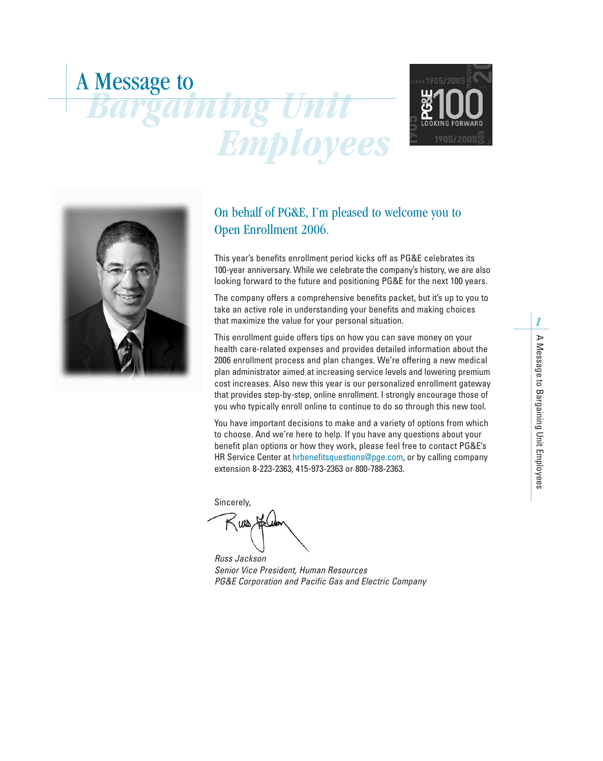# A Message to *Bargaining Unit Employees*

## On behalf of PG&E, I'm pleased to welcome you to Open Enrollment 2006.

This year's benefits enrollment period kicks off as PG&E celebrates its 100-year anniversary. While we celebrate the company's history, we are also looking forward to the future and positioning PG&E for the next 100 years.

The company offers a comprehensive benefits packet, but it's up to you to take an active role in understanding your benefits and making choices that maximize the value for your personal situation.

This enrollment guide offers tips on how you can save money on your health care-related expenses and provides detailed information about the 2006 enrollment process and plan changes. We're offering a new medical plan administrator aimed at increasing service levels and lowering premium cost increases. Also new this year is our personalized enrollment gateway that provides step-by-step, online enrollment. I strongly encourage those of you who typically enroll online to continue to do so through this new tool.

You have important decisions to make and a variety of options from which to choose. And we're here to help. If you have any questions about your benefit plan options or how they work, please feel free to contact PG&E's HR Service Center at hrbenefitsquestions@pge.com, or by calling company extension 8-223-2363, 415-973-2363 or 800-788-2363.

Sincerely,

*Russ Jackson*
*Senior Vice President, Human Resources*
*PG&E Corporation and Pacific Gas and Electric Company*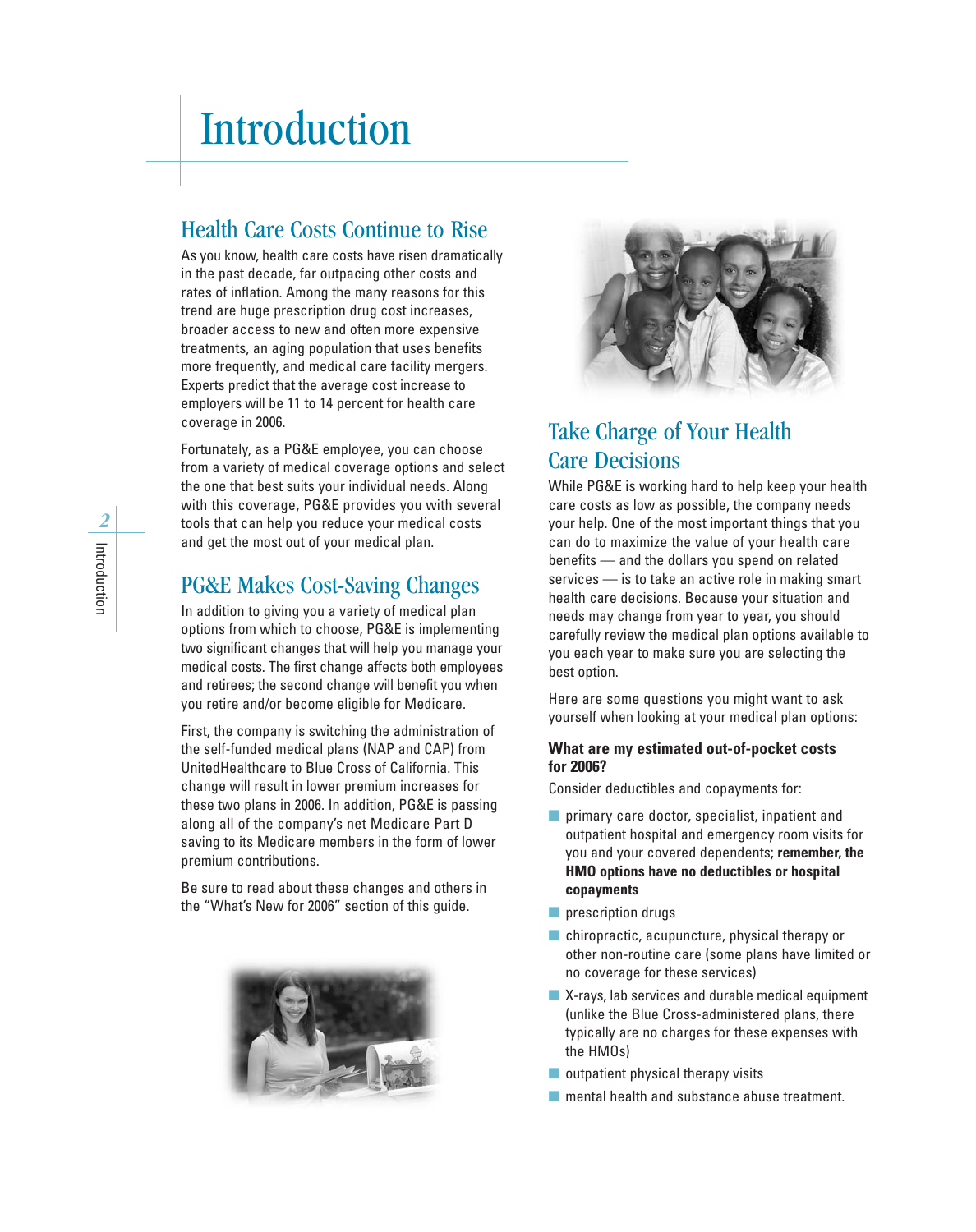# Introduction

## Health Care Costs Continue to Rise

As you know, health care costs have risen dramatically in the past decade, far outpacing other costs and rates of inflation. Among the many reasons for this trend are huge prescription drug cost increases, broader access to new and often more expensive treatments, an aging population that uses benefits more frequently, and medical care facility mergers. Experts predict that the average cost increase to employers will be 11 to 14 percent for health care coverage in 2006.

Fortunately, as a PG&E employee, you can choose from a variety of medical coverage options and select the one that best suits your individual needs. Along with this coverage, PG&E provides you with several tools that can help you reduce your medical costs and get the most out of your medical plan.

## PG&E Makes Cost-Saving Changes

In addition to giving you a variety of medical plan options from which to choose, PG&E is implementing two significant changes that will help you manage your medical costs. The first change affects both employees and retirees; the second change will benefit you when you retire and/or become eligible for Medicare.

First, the company is switching the administration of the self-funded medical plans (NAP and CAP) from UnitedHealthcare to Blue Cross of California. This change will result in lower premium increases for these two plans in 2006. In addition, PG&E is passing along all of the company's net Medicare Part D saving to its Medicare members in the form of lower premium contributions.

Be sure to read about these changes and others in the "What's New for 2006" section of this guide.

## Take Charge of Your Health Care Decisions

While PG&E is working hard to help keep your health care costs as low as possible, the company needs your help. One of the most important things that you can do to maximize the value of your health care benefits — and the dollars you spend on related services — is to take an active role in making smart health care decisions. Because your situation and needs may change from year to year, you should carefully review the medical plan options available to you each year to make sure you are selecting the best option.

Here are some questions you might want to ask yourself when looking at your medical plan options:

**What are my estimated out-of-pocket costs for 2006?**

Consider deductibles and copayments for:

- primary care doctor, specialist, inpatient and outpatient hospital and emergency room visits for you and your covered dependents; **remember, the HMO options have no deductibles or hospital copayments**
- prescription drugs
- chiropractic, acupuncture, physical therapy or other non-routine care (some plans have limited or no coverage for these services)
- X-rays, lab services and durable medical equipment (unlike the Blue Cross-administered plans, there typically are no charges for these expenses with the HMOs)
- outpatient physical therapy visits
- mental health and substance abuse treatment.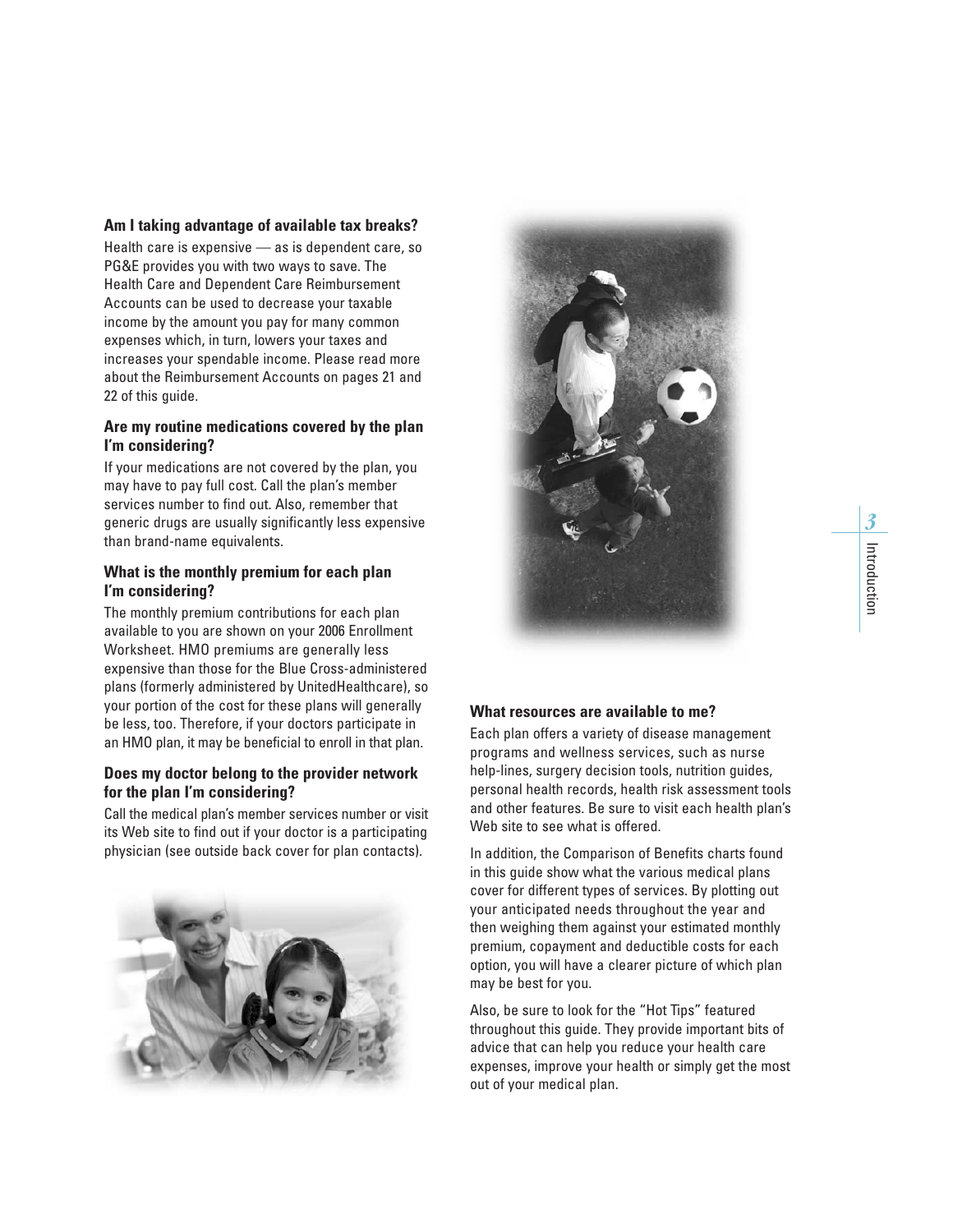### Am I taking advantage of available tax breaks?

Health care is expensive — as is dependent care, so PG&E provides you with two ways to save. The Health Care and Dependent Care Reimbursement Accounts can be used to decrease your taxable income by the amount you pay for many common expenses which, in turn, lowers your taxes and increases your spendable income. Please read more about the Reimbursement Accounts on pages 21 and 22 of this guide.

### Are my routine medications covered by the plan I'm considering?

If your medications are not covered by the plan, you may have to pay full cost. Call the plan's member services number to find out. Also, remember that generic drugs are usually significantly less expensive than brand-name equivalents.

### What is the monthly premium for each plan I'm considering?

The monthly premium contributions for each plan available to you are shown on your 2006 Enrollment Worksheet. HMO premiums are generally less expensive than those for the Blue Cross-administered plans (formerly administered by UnitedHealthcare), so your portion of the cost for these plans will generally be less, too. Therefore, if your doctors participate in an HMO plan, it may be beneficial to enroll in that plan.

### Does my doctor belong to the provider network for the plan I'm considering?

Call the medical plan's member services number or visit its Web site to find out if your doctor is a participating physician (see outside back cover for plan contacts).

### What resources are available to me?

Each plan offers a variety of disease management programs and wellness services, such as nurse help-lines, surgery decision tools, nutrition guides, personal health records, health risk assessment tools and other features. Be sure to visit each health plan's Web site to see what is offered.

In addition, the Comparison of Benefits charts found in this guide show what the various medical plans cover for different types of services. By plotting out your anticipated needs throughout the year and then weighing them against your estimated monthly premium, copayment and deductible costs for each option, you will have a clearer picture of which plan may be best for you.

Also, be sure to look for the "Hot Tips" featured throughout this guide. They provide important bits of advice that can help you reduce your health care expenses, improve your health or simply get the most out of your medical plan.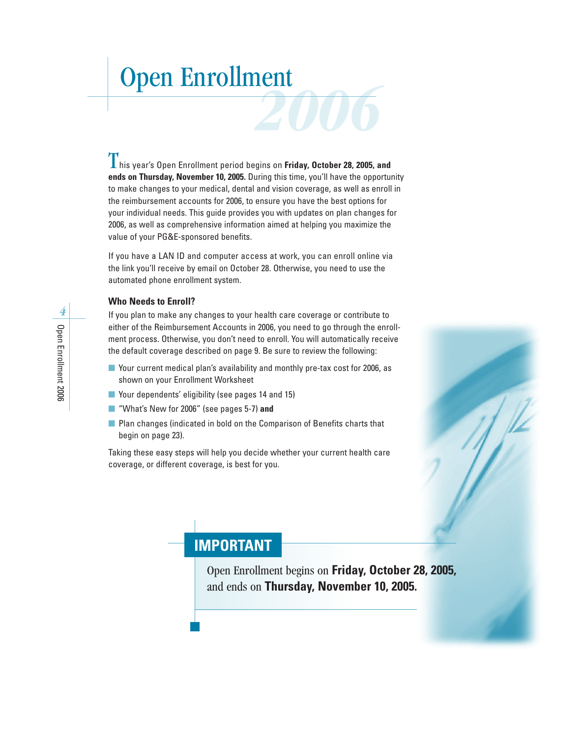# Open Enrollment 2006

This year's Open Enrollment period begins on **Friday, October 28, 2005, and ends on Thursday, November 10, 2005.** During this time, you'll have the opportunity to make changes to your medical, dental and vision coverage, as well as enroll in the reimbursement accounts for 2006, to ensure you have the best options for your individual needs. This guide provides you with updates on plan changes for 2006, as well as comprehensive information aimed at helping you maximize the value of your PG&E-sponsored benefits.

If you have a LAN ID and computer access at work, you can enroll online via the link you'll receive by email on October 28. Otherwise, you need to use the automated phone enrollment system.

### Who Needs to Enroll?

If you plan to make any changes to your health care coverage or contribute to either of the Reimbursement Accounts in 2006, you need to go through the enrollment process. Otherwise, you don't need to enroll. You will automatically receive the default coverage described on page 9. Be sure to review the following:

- Your current medical plan's availability and monthly pre-tax cost for 2006, as shown on your Enrollment Worksheet
- Your dependents' eligibility (see pages 14 and 15)
- "What's New for 2006" (see pages 5-7) **and**
- Plan changes (indicated in bold on the Comparison of Benefits charts that begin on page 23).

Taking these easy steps will help you decide whether your current health care coverage, or different coverage, is best for you.

## IMPORTANT

Open Enrollment begins on **Friday, October 28, 2005,** and ends on **Thursday, November 10, 2005.**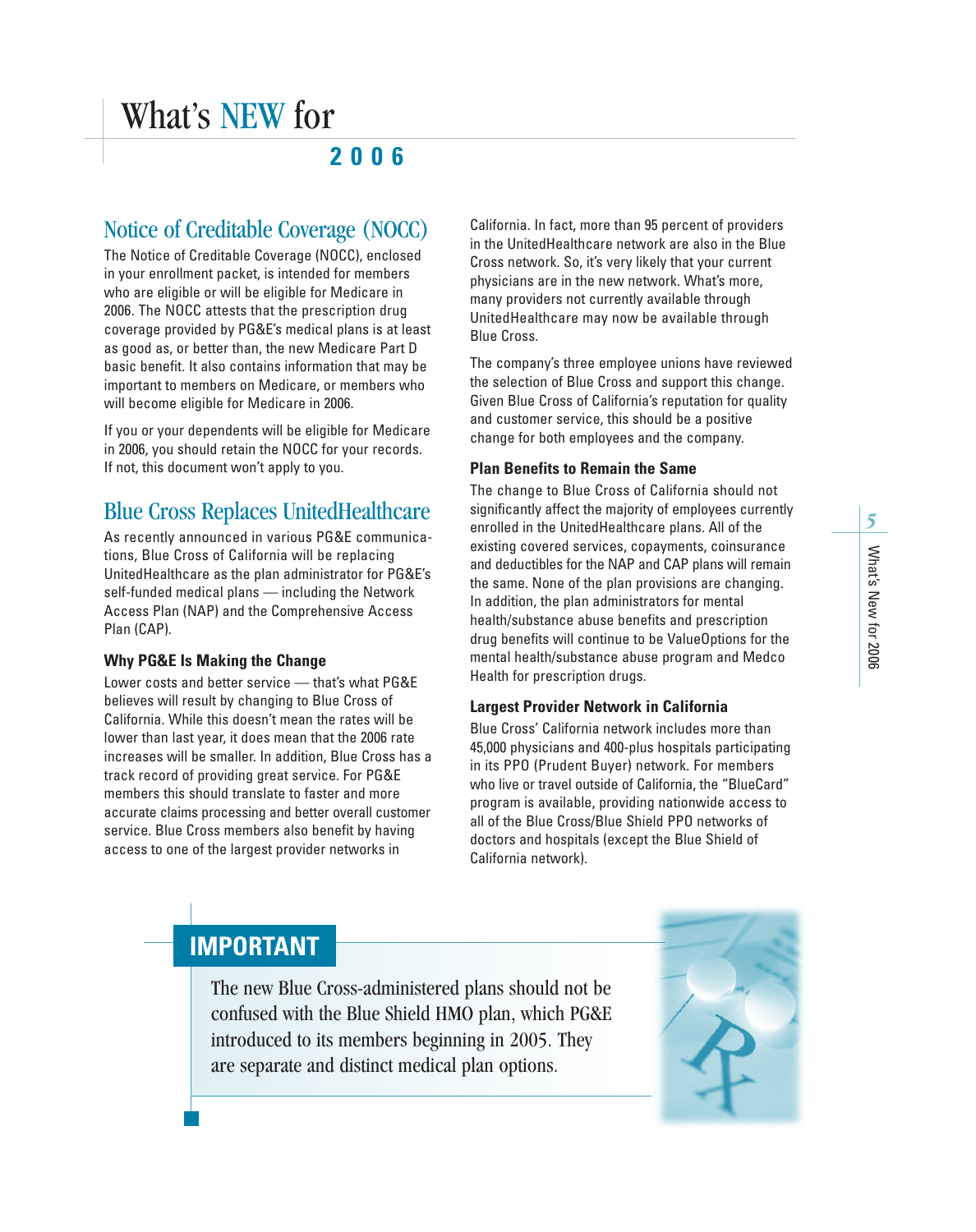# What's NEW for 2006

## Notice of Creditable Coverage (NOCC)

The Notice of Creditable Coverage (NOCC), enclosed in your enrollment packet, is intended for members who are eligible or will be eligible for Medicare in 2006. The NOCC attests that the prescription drug coverage provided by PG&E's medical plans is at least as good as, or better than, the new Medicare Part D basic benefit. It also contains information that may be important to members on Medicare, or members who will become eligible for Medicare in 2006.

If you or your dependents will be eligible for Medicare in 2006, you should retain the NOCC for your records. If not, this document won't apply to you.

## Blue Cross Replaces UnitedHealthcare

As recently announced in various PG&E communications, Blue Cross of California will be replacing UnitedHealthcare as the plan administrator for PG&E's self-funded medical plans — including the Network Access Plan (NAP) and the Comprehensive Access Plan (CAP).

### Why PG&E Is Making the Change

Lower costs and better service — that's what PG&E believes will result by changing to Blue Cross of California. While this doesn't mean the rates will be lower than last year, it does mean that the 2006 rate increases will be smaller. In addition, Blue Cross has a track record of providing great service. For PG&E members this should translate to faster and more accurate claims processing and better overall customer service. Blue Cross members also benefit by having access to one of the largest provider networks in California. In fact, more than 95 percent of providers in the UnitedHealthcare network are also in the Blue Cross network. So, it's very likely that your current physicians are in the new network. What's more, many providers not currently available through UnitedHealthcare may now be available through Blue Cross.

The company's three employee unions have reviewed the selection of Blue Cross and support this change. Given Blue Cross of California's reputation for quality and customer service, this should be a positive change for both employees and the company.

### Plan Benefits to Remain the Same

The change to Blue Cross of California should not significantly affect the majority of employees currently enrolled in the UnitedHealthcare plans. All of the existing covered services, copayments, coinsurance and deductibles for the NAP and CAP plans will remain the same. None of the plan provisions are changing. In addition, the plan administrators for mental health/substance abuse benefits and prescription drug benefits will continue to be ValueOptions for the mental health/substance abuse program and Medco Health for prescription drugs.

### Largest Provider Network in California

Blue Cross' California network includes more than 45,000 physicians and 400-plus hospitals participating in its PPO (Prudent Buyer) network. For members who live or travel outside of California, the "BlueCard" program is available, providing nationwide access to all of the Blue Cross/Blue Shield PPO networks of doctors and hospitals (except the Blue Shield of California network).

## IMPORTANT

The new Blue Cross-administered plans should not be confused with the Blue Shield HMO plan, which PG&E introduced to its members beginning in 2005. They are separate and distinct medical plan options.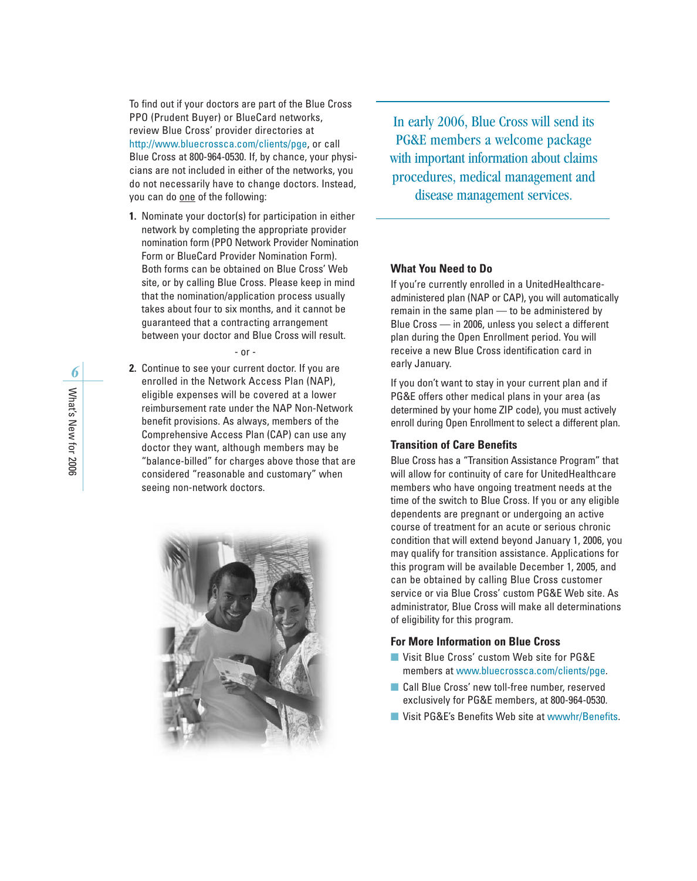To find out if your doctors are part of the Blue Cross PPO (Prudent Buyer) or BlueCard networks, review Blue Cross' provider directories at http://www.bluecrossca.com/clients/pge, or call Blue Cross at 800-964-0530. If, by chance, your physicians are not included in either of the networks, you do not necessarily have to change doctors. Instead, you can do one of the following:

1. Nominate your doctor(s) for participation in either network by completing the appropriate provider nomination form (PPO Network Provider Nomination Form or BlueCard Provider Nomination Form). Both forms can be obtained on Blue Cross' Web site, or by calling Blue Cross. Please keep in mind that the nomination/application process usually takes about four to six months, and it cannot be guaranteed that a contracting arrangement between your doctor and Blue Cross will result.

- or -

2. Continue to see your current doctor. If you are enrolled in the Network Access Plan (NAP), eligible expenses will be covered at a lower reimbursement rate under the NAP Non-Network benefit provisions. As always, members of the Comprehensive Access Plan (CAP) can use any doctor they want, although members may be "balance-billed" for charges above those that are considered "reasonable and customary" when seeing non-network doctors.

In early 2006, Blue Cross will send its PG&E members a welcome package with important information about claims procedures, medical management and disease management services.

### What You Need to Do

If you're currently enrolled in a UnitedHealthcare-administered plan (NAP or CAP), you will automatically remain in the same plan — to be administered by Blue Cross — in 2006, unless you select a different plan during the Open Enrollment period. You will receive a new Blue Cross identification card in early January.

If you don't want to stay in your current plan and if PG&E offers other medical plans in your area (as determined by your home ZIP code), you must actively enroll during Open Enrollment to select a different plan.

### Transition of Care Benefits

Blue Cross has a "Transition Assistance Program" that will allow for continuity of care for UnitedHealthcare members who have ongoing treatment needs at the time of the switch to Blue Cross. If you or any eligible dependents are pregnant or undergoing an active course of treatment for an acute or serious chronic condition that will extend beyond January 1, 2006, you may qualify for transition assistance. Applications for this program will be available December 1, 2005, and can be obtained by calling Blue Cross customer service or via Blue Cross' custom PG&E Web site. As administrator, Blue Cross will make all determinations of eligibility for this program.

### For More Information on Blue Cross

- Visit Blue Cross' custom Web site for PG&E members at www.bluecrossca.com/clients/pge.
- Call Blue Cross' new toll-free number, reserved exclusively for PG&E members, at 800-964-0530.
- Visit PG&E's Benefits Web site at wwwhr/Benefits.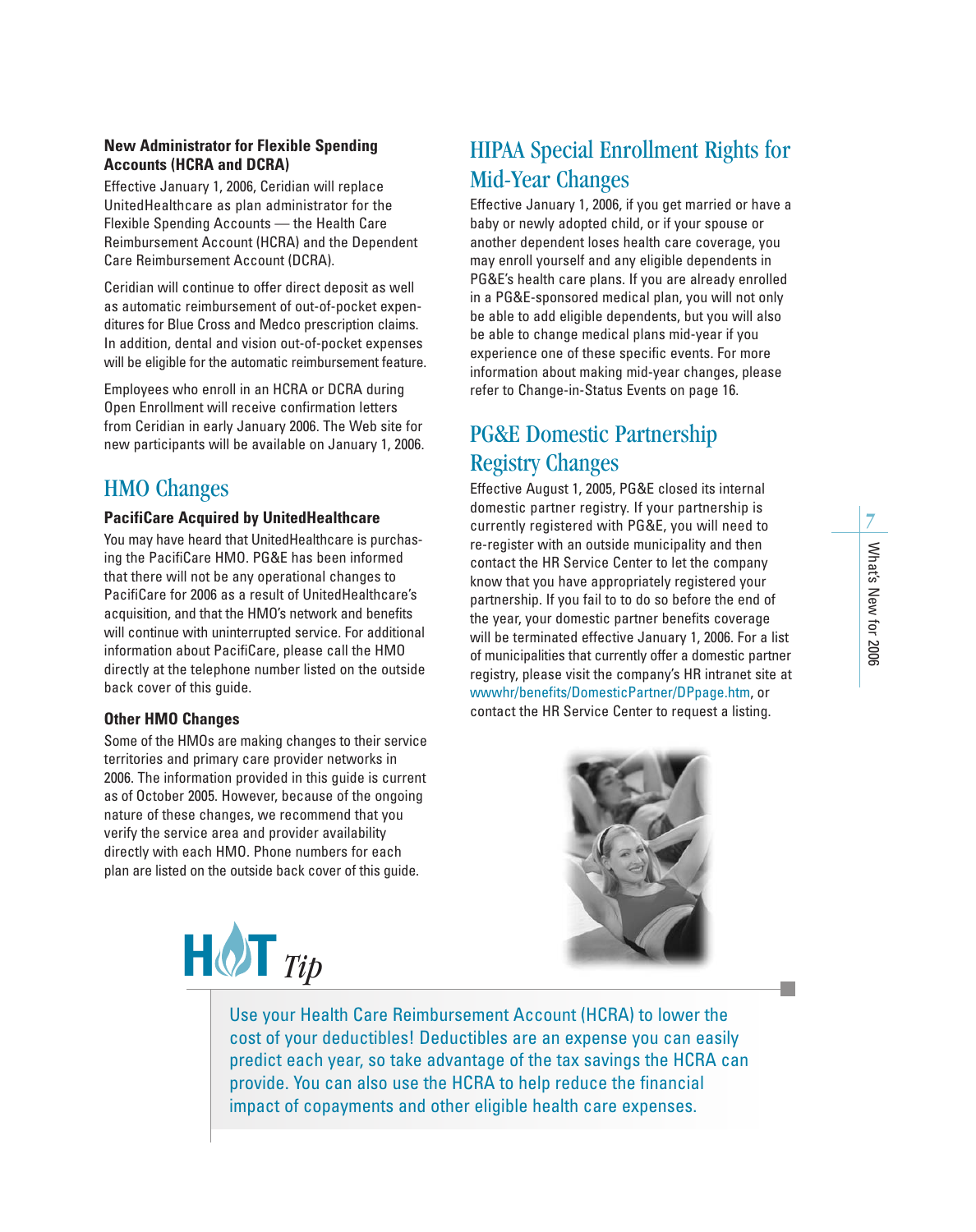### New Administrator for Flexible Spending Accounts (HCRA and DCRA)

Effective January 1, 2006, Ceridian will replace UnitedHealthcare as plan administrator for the Flexible Spending Accounts — the Health Care Reimbursement Account (HCRA) and the Dependent Care Reimbursement Account (DCRA).

Ceridian will continue to offer direct deposit as well as automatic reimbursement of out-of-pocket expenditures for Blue Cross and Medco prescription claims. In addition, dental and vision out-of-pocket expenses will be eligible for the automatic reimbursement feature.

Employees who enroll in an HCRA or DCRA during Open Enrollment will receive confirmation letters from Ceridian in early January 2006. The Web site for new participants will be available on January 1, 2006.

## HMO Changes

### PacifiCare Acquired by UnitedHealthcare

You may have heard that UnitedHealthcare is purchasing the PacifiCare HMO. PG&E has been informed that there will not be any operational changes to PacifiCare for 2006 as a result of UnitedHealthcare's acquisition, and that the HMO's network and benefits will continue with uninterrupted service. For additional information about PacifiCare, please call the HMO directly at the telephone number listed on the outside back cover of this guide.

### Other HMO Changes

Some of the HMOs are making changes to their service territories and primary care provider networks in 2006. The information provided in this guide is current as of October 2005. However, because of the ongoing nature of these changes, we recommend that you verify the service area and provider availability directly with each HMO. Phone numbers for each plan are listed on the outside back cover of this guide.

## HIPAA Special Enrollment Rights for Mid-Year Changes

Effective January 1, 2006, if you get married or have a baby or newly adopted child, or if your spouse or another dependent loses health care coverage, you may enroll yourself and any eligible dependents in PG&E's health care plans. If you are already enrolled in a PG&E-sponsored medical plan, you will not only be able to add eligible dependents, but you will also be able to change medical plans mid-year if you experience one of these specific events. For more information about making mid-year changes, please refer to Change-in-Status Events on page 16.

## PG&E Domestic Partnership Registry Changes

Effective August 1, 2005, PG&E closed its internal domestic partner registry. If your partnership is currently registered with PG&E, you will need to re-register with an outside municipality and then contact the HR Service Center to let the company know that you have appropriately registered your partnership. If you fail to to do so before the end of the year, your domestic partner benefits coverage will be terminated effective January 1, 2006. For a list of municipalities that currently offer a domestic partner registry, please visit the company's HR intranet site at wwwhr/benefits/DomesticPartner/DPpage.htm, or contact the HR Service Center to request a listing.

**HOT *Tip***

Use your Health Care Reimbursement Account (HCRA) to lower the cost of your deductibles! Deductibles are an expense you can easily predict each year, so take advantage of the tax savings the HCRA can provide. You can also use the HCRA to help reduce the financial impact of copayments and other eligible health care expenses.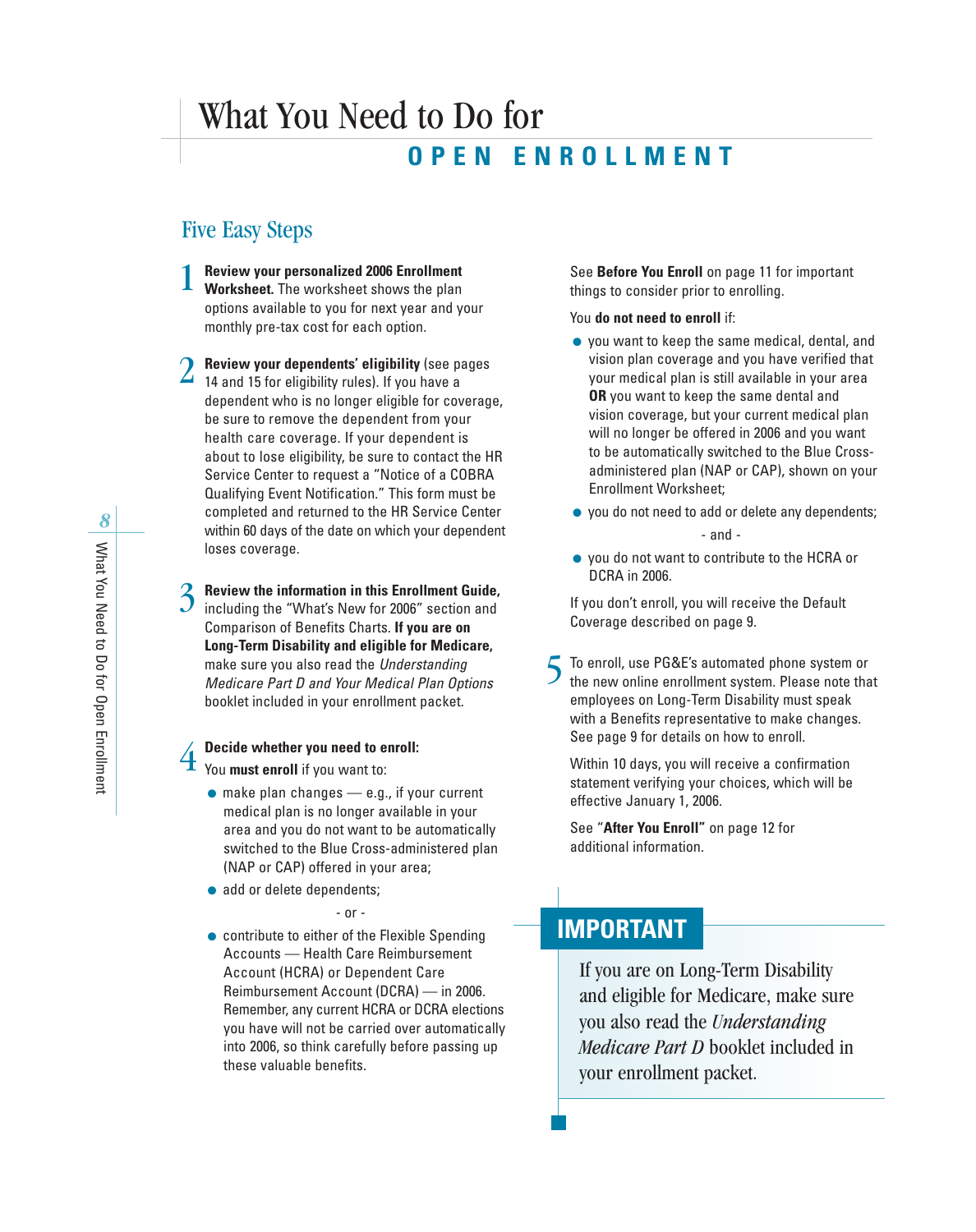# What You Need to Do for OPEN ENROLLMENT

## Five Easy Steps

1. **Review your personalized 2006 Enrollment Worksheet.** The worksheet shows the plan options available to you for next year and your monthly pre-tax cost for each option.

2. **Review your dependents' eligibility** (see pages 14 and 15 for eligibility rules). If you have a dependent who is no longer eligible for coverage, be sure to remove the dependent from your health care coverage. If your dependent is about to lose eligibility, be sure to contact the HR Service Center to request a "Notice of a COBRA Qualifying Event Notification." This form must be completed and returned to the HR Service Center within 60 days of the date on which your dependent loses coverage.

3. **Review the information in this Enrollment Guide,** including the "What's New for 2006" section and Comparison of Benefits Charts. **If you are on Long-Term Disability and eligible for Medicare,** make sure you also read the *Understanding Medicare Part D and Your Medical Plan Options* booklet included in your enrollment packet.

4. **Decide whether you need to enroll:**
   You **must enroll** if you want to:

   - make plan changes — e.g., if your current medical plan is no longer available in your area and you do not want to be automatically switched to the Blue Cross-administered plan (NAP or CAP) offered in your area;
   - add or delete dependents;

     \- or -

   - contribute to either of the Flexible Spending Accounts — Health Care Reimbursement Account (HCRA) or Dependent Care Reimbursement Account (DCRA) — in 2006. Remember, any current HCRA or DCRA elections you have will not be carried over automatically into 2006, so think carefully before passing up these valuable benefits.

   See **Before You Enroll** on page 11 for important things to consider prior to enrolling.

   You **do not need to enroll** if:

   - you want to keep the same medical, dental, and vision plan coverage and you have verified that your medical plan is still available in your area **OR** you want to keep the same dental and vision coverage, but your current medical plan will no longer be offered in 2006 and you want to be automatically switched to the Blue Cross-administered plan (NAP or CAP), shown on your Enrollment Worksheet;
   - you do not need to add or delete any dependents;

     \- and -

   - you do not want to contribute to the HCRA or DCRA in 2006.

   If you don't enroll, you will receive the Default Coverage described on page 9.

5. To enroll, use PG&E's automated phone system or the new online enrollment system. Please note that employees on Long-Term Disability must speak with a Benefits representative to make changes. See page 9 for details on how to enroll.

   Within 10 days, you will receive a confirmation statement verifying your choices, which will be effective January 1, 2006.

   See "**After You Enroll"** on page 12 for additional information.

## IMPORTANT

If you are on Long-Term Disability and eligible for Medicare, make sure you also read the *Understanding Medicare Part D* booklet included in your enrollment packet.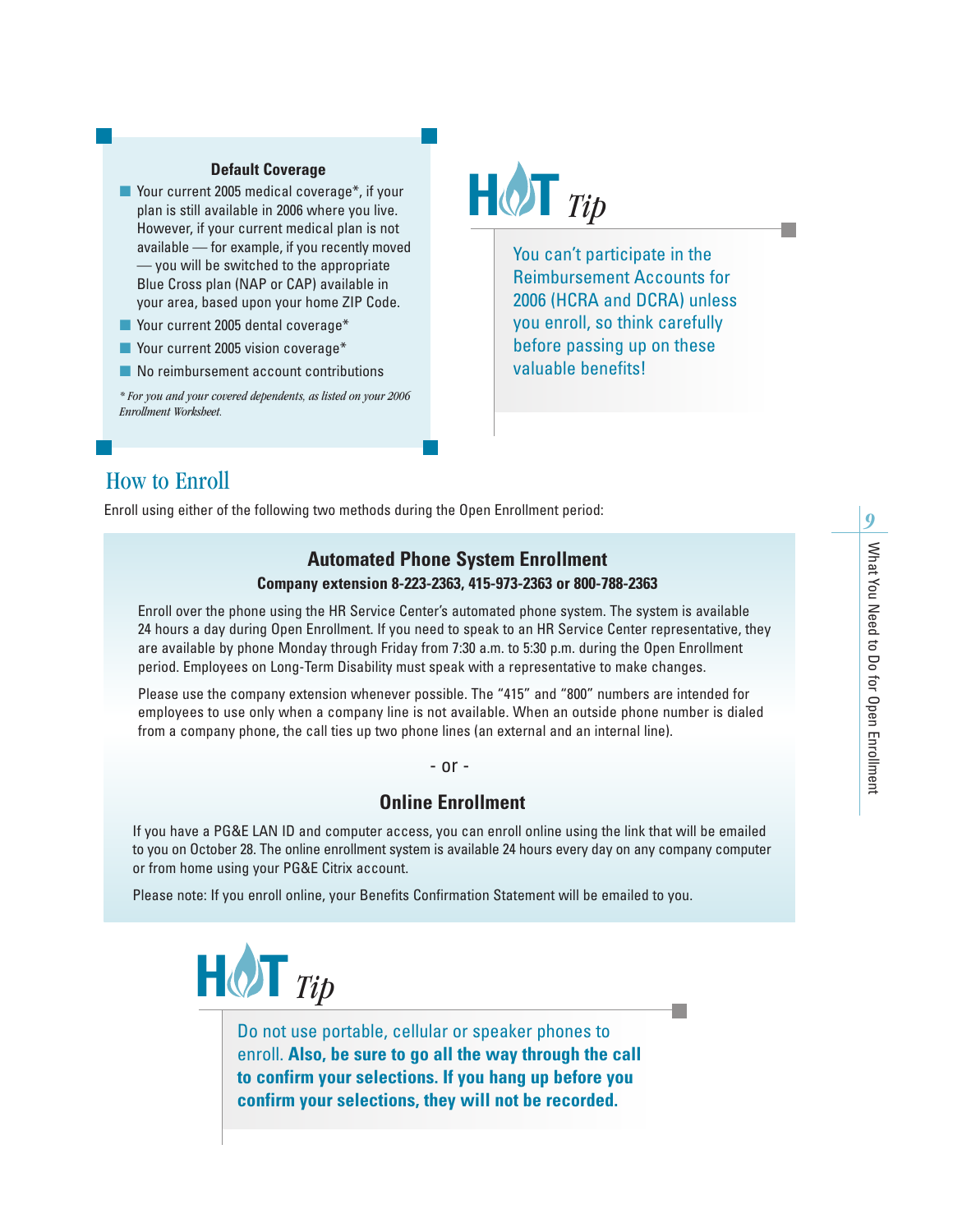### Default Coverage

- Your current 2005 medical coverage*, if your plan is still available in 2006 where you live. However, if your current medical plan is not available — for example, if you recently moved — you will be switched to the appropriate Blue Cross plan (NAP or CAP) available in your area, based upon your home ZIP Code.
- Your current 2005 dental coverage*
- Your current 2005 vision coverage*
- No reimbursement account contributions

*\* For you and your covered dependents, as listed on your 2006 Enrollment Worksheet.*

### HOT *Tip*

You can't participate in the Reimbursement Accounts for 2006 (HCRA and DCRA) unless you enroll, so think carefully before passing up on these valuable benefits!

## How to Enroll

Enroll using either of the following two methods during the Open Enrollment period:

### Automated Phone System Enrollment

**Company extension 8-223-2363, 415-973-2363 or 800-788-2363**

Enroll over the phone using the HR Service Center's automated phone system. The system is available 24 hours a day during Open Enrollment. If you need to speak to an HR Service Center representative, they are available by phone Monday through Friday from 7:30 a.m. to 5:30 p.m. during the Open Enrollment period. Employees on Long-Term Disability must speak with a representative to make changes.

Please use the company extension whenever possible. The "415" and "800" numbers are intended for employees to use only when a company line is not available. When an outside phone number is dialed from a company phone, the call ties up two phone lines (an external and an internal line).

\- or -

### Online Enrollment

If you have a PG&E LAN ID and computer access, you can enroll online using the link that will be emailed to you on October 28. The online enrollment system is available 24 hours every day on any company computer or from home using your PG&E Citrix account.

Please note: If you enroll online, your Benefits Confirmation Statement will be emailed to you.

### HOT *Tip*

Do not use portable, cellular or speaker phones to enroll. **Also, be sure to go all the way through the call to confirm your selections. If you hang up before you confirm your selections, they will not be recorded.**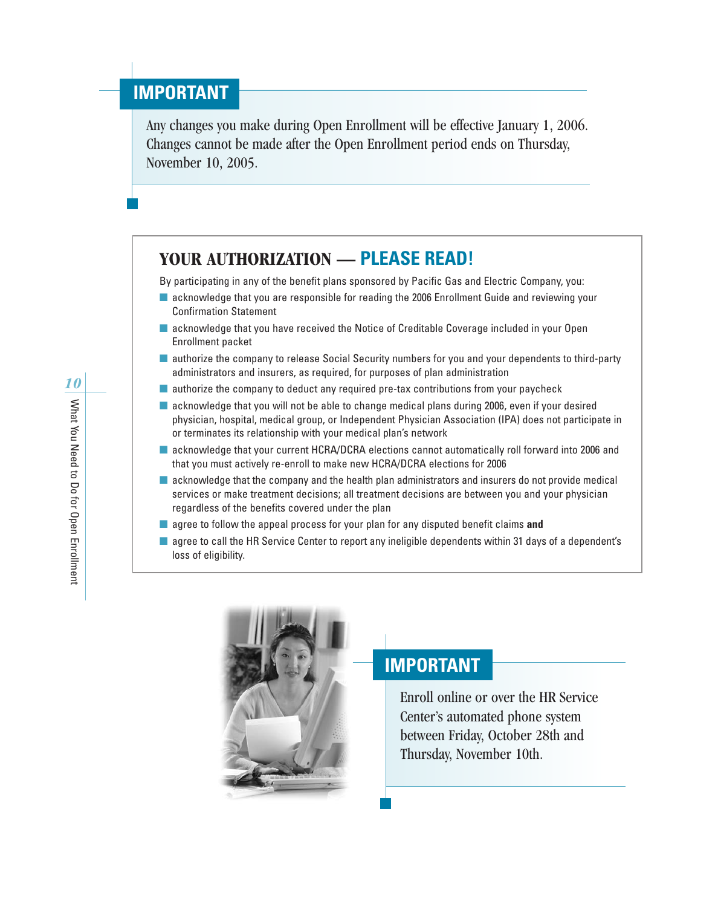## IMPORTANT

Any changes you make during Open Enrollment will be effective January 1, 2006. Changes cannot be made after the Open Enrollment period ends on Thursday, November 10, 2005.

## YOUR AUTHORIZATION — PLEASE READ!

By participating in any of the benefit plans sponsored by Pacific Gas and Electric Company, you:

- acknowledge that you are responsible for reading the 2006 Enrollment Guide and reviewing your Confirmation Statement
- acknowledge that you have received the Notice of Creditable Coverage included in your Open Enrollment packet
- authorize the company to release Social Security numbers for you and your dependents to third-party administrators and insurers, as required, for purposes of plan administration
- authorize the company to deduct any required pre-tax contributions from your paycheck
- acknowledge that you will not be able to change medical plans during 2006, even if your desired physician, hospital, medical group, or Independent Physician Association (IPA) does not participate in or terminates its relationship with your medical plan's network
- acknowledge that your current HCRA/DCRA elections cannot automatically roll forward into 2006 and that you must actively re-enroll to make new HCRA/DCRA elections for 2006
- acknowledge that the company and the health plan administrators and insurers do not provide medical services or make treatment decisions; all treatment decisions are between you and your physician regardless of the benefits covered under the plan
- agree to follow the appeal process for your plan for any disputed benefit claims **and**
- agree to call the HR Service Center to report any ineligible dependents within 31 days of a dependent's loss of eligibility.

## IMPORTANT

Enroll online or over the HR Service Center's automated phone system between Friday, October 28th and Thursday, November 10th.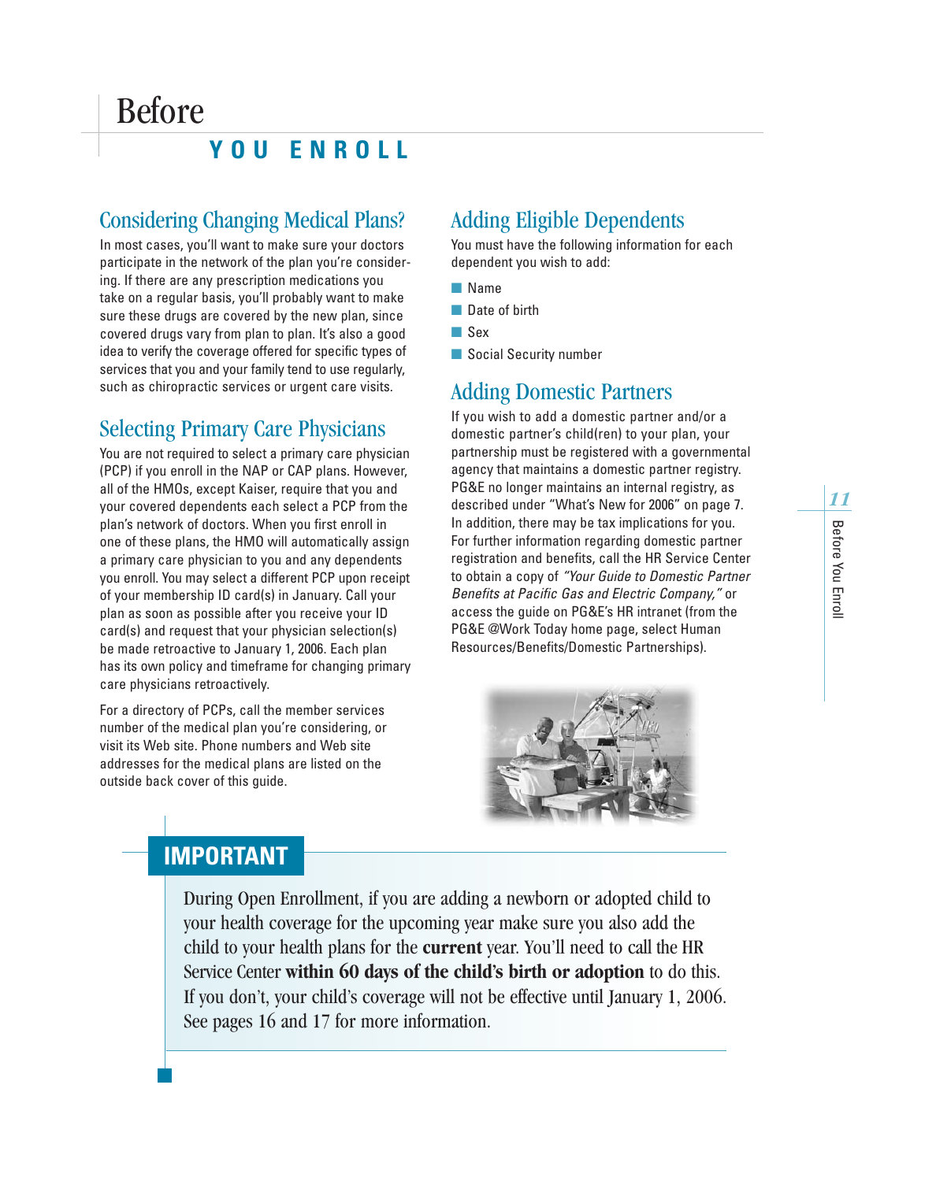# Before YOU ENROLL

## Considering Changing Medical Plans?

In most cases, you'll want to make sure your doctors participate in the network of the plan you're considering. If there are any prescription medications you take on a regular basis, you'll probably want to make sure these drugs are covered by the new plan, since covered drugs vary from plan to plan. It's also a good idea to verify the coverage offered for specific types of services that you and your family tend to use regularly, such as chiropractic services or urgent care visits.

## Selecting Primary Care Physicians

You are not required to select a primary care physician (PCP) if you enroll in the NAP or CAP plans. However, all of the HMOs, except Kaiser, require that you and your covered dependents each select a PCP from the plan's network of doctors. When you first enroll in one of these plans, the HMO will automatically assign a primary care physician to you and any dependents you enroll. You may select a different PCP upon receipt of your membership ID card(s) in January. Call your plan as soon as possible after you receive your ID card(s) and request that your physician selection(s) be made retroactive to January 1, 2006. Each plan has its own policy and timeframe for changing primary care physicians retroactively.

For a directory of PCPs, call the member services number of the medical plan you're considering, or visit its Web site. Phone numbers and Web site addresses for the medical plans are listed on the outside back cover of this guide.

## Adding Eligible Dependents

You must have the following information for each dependent you wish to add:

- Name
- Date of birth
- Sex
- Social Security number

## Adding Domestic Partners

If you wish to add a domestic partner and/or a domestic partner's child(ren) to your plan, your partnership must be registered with a governmental agency that maintains a domestic partner registry. PG&E no longer maintains an internal registry, as described under "What's New for 2006" on page 7. In addition, there may be tax implications for you. For further information regarding domestic partner registration and benefits, call the HR Service Center to obtain a copy of *"Your Guide to Domestic Partner Benefits at Pacific Gas and Electric Company,"* or access the guide on PG&E's HR intranet (from the PG&E @Work Today home page, select Human Resources/Benefits/Domestic Partnerships).

## IMPORTANT

During Open Enrollment, if you are adding a newborn or adopted child to your health coverage for the upcoming year make sure you also add the child to your health plans for the **current** year. You'll need to call the HR Service Center **within 60 days of the child's birth or adoption** to do this. If you don't, your child's coverage will not be effective until January 1, 2006. See pages 16 and 17 for more information.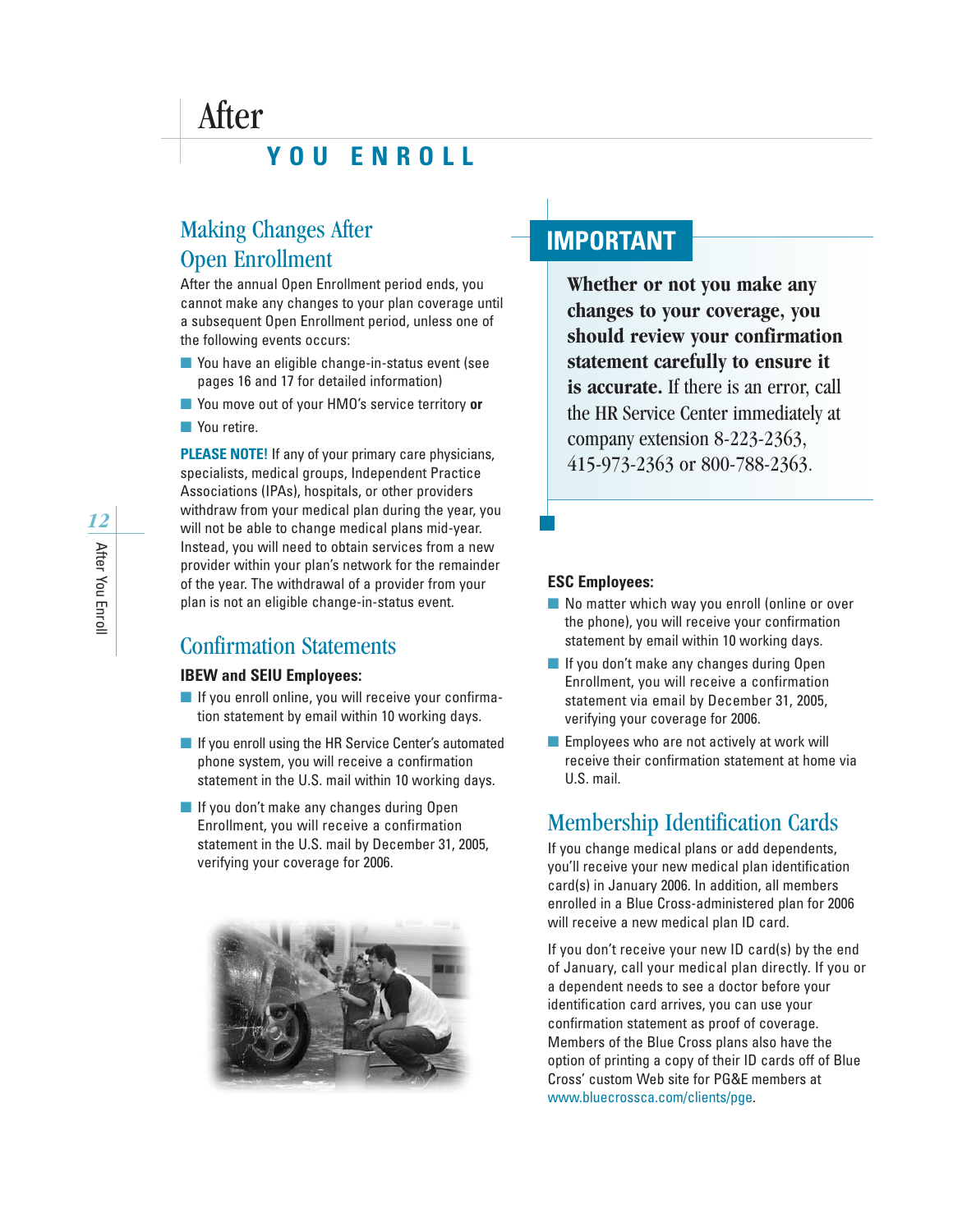# After YOU ENROLL

## Making Changes After Open Enrollment

After the annual Open Enrollment period ends, you cannot make any changes to your plan coverage until a subsequent Open Enrollment period, unless one of the following events occurs:

- You have an eligible change-in-status event (see pages 16 and 17 for detailed information)
- You move out of your HMO's service territory **or**
- You retire.

**PLEASE NOTE!** If any of your primary care physicians, specialists, medical groups, Independent Practice Associations (IPAs), hospitals, or other providers withdraw from your medical plan during the year, you will not be able to change medical plans mid-year. Instead, you will need to obtain services from a new provider within your plan's network for the remainder of the year. The withdrawal of a provider from your plan is not an eligible change-in-status event.

## Confirmation Statements

### IBEW and SEIU Employees:

- If you enroll online, you will receive your confirmation statement by email within 10 working days.
- If you enroll using the HR Service Center's automated phone system, you will receive a confirmation statement in the U.S. mail within 10 working days.
- If you don't make any changes during Open Enrollment, you will receive a confirmation statement in the U.S. mail by December 31, 2005, verifying your coverage for 2006.

## IMPORTANT

**Whether or not you make any changes to your coverage, you should review your confirmation statement carefully to ensure it is accurate.** If there is an error, call the HR Service Center immediately at company extension 8-223-2363, 415-973-2363 or 800-788-2363.

### ESC Employees:

- No matter which way you enroll (online or over the phone), you will receive your confirmation statement by email within 10 working days.
- If you don't make any changes during Open Enrollment, you will receive a confirmation statement via email by December 31, 2005, verifying your coverage for 2006.
- Employees who are not actively at work will receive their confirmation statement at home via U.S. mail.

## Membership Identification Cards

If you change medical plans or add dependents, you'll receive your new medical plan identification card(s) in January 2006. In addition, all members enrolled in a Blue Cross-administered plan for 2006 will receive a new medical plan ID card.

If you don't receive your new ID card(s) by the end of January, call your medical plan directly. If you or a dependent needs to see a doctor before your identification card arrives, you can use your confirmation statement as proof of coverage. Members of the Blue Cross plans also have the option of printing a copy of their ID cards off of Blue Cross' custom Web site for PG&E members at www.bluecrossca.com/clients/pge.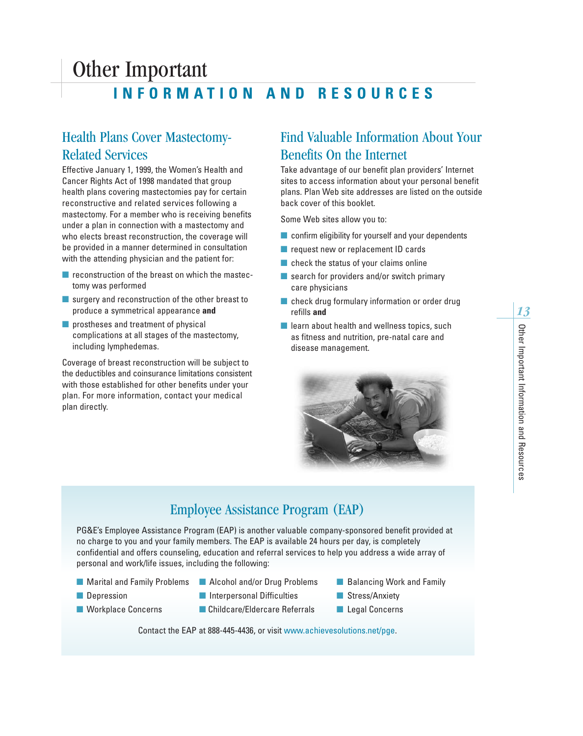# Other Important INFORMATION AND RESOURCES

## Health Plans Cover Mastectomy-Related Services

Effective January 1, 1999, the Women's Health and Cancer Rights Act of 1998 mandated that group health plans covering mastectomies pay for certain reconstructive and related services following a mastectomy. For a member who is receiving benefits under a plan in connection with a mastectomy and who elects breast reconstruction, the coverage will be provided in a manner determined in consultation with the attending physician and the patient for:

- reconstruction of the breast on which the mastectomy was performed
- surgery and reconstruction of the other breast to produce a symmetrical appearance **and**
- prostheses and treatment of physical complications at all stages of the mastectomy, including lymphedemas.

Coverage of breast reconstruction will be subject to the deductibles and coinsurance limitations consistent with those established for other benefits under your plan. For more information, contact your medical plan directly.

## Find Valuable Information About Your Benefits On the Internet

Take advantage of our benefit plan providers' Internet sites to access information about your personal benefit plans. Plan Web site addresses are listed on the outside back cover of this booklet.

Some Web sites allow you to:

- confirm eligibility for yourself and your dependents
- request new or replacement ID cards
- check the status of your claims online
- search for providers and/or switch primary care physicians
- check drug formulary information or order drug refills **and**
- learn about health and wellness topics, such as fitness and nutrition, pre-natal care and disease management.

## Employee Assistance Program (EAP)

PG&E's Employee Assistance Program (EAP) is another valuable company-sponsored benefit provided at no charge to you and your family members. The EAP is available 24 hours per day, is completely confidential and offers counseling, education and referral services to help you address a wide array of personal and work/life issues, including the following:

- Marital and Family Problems
- Depression
- Workplace Concerns
- Alcohol and/or Drug Problems
- Interpersonal Difficulties
- Childcare/Eldercare Referrals
- Balancing Work and Family
- Stress/Anxiety
- Legal Concerns

Contact the EAP at 888-445-4436, or visit www.achievesolutions.net/pge.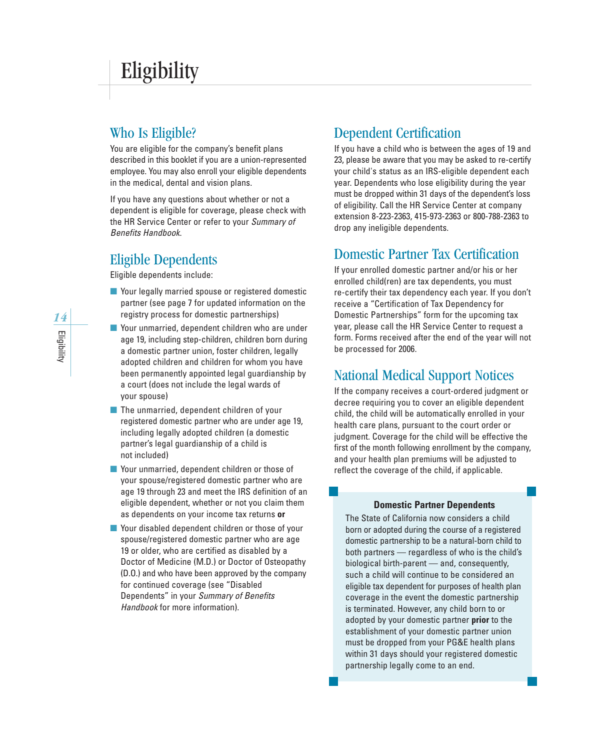# Eligibility

## Who Is Eligible?

You are eligible for the company's benefit plans described in this booklet if you are a union-represented employee. You may also enroll your eligible dependents in the medical, dental and vision plans.

If you have any questions about whether or not a dependent is eligible for coverage, please check with the HR Service Center or refer to your *Summary of Benefits Handbook*.

## Eligible Dependents

Eligible dependents include:

- Your legally married spouse or registered domestic partner (see page 7 for updated information on the registry process for domestic partnerships)
- Your unmarried, dependent children who are under age 19, including step-children, children born during a domestic partner union, foster children, legally adopted children and children for whom you have been permanently appointed legal guardianship by a court (does not include the legal wards of your spouse)
- The unmarried, dependent children of your registered domestic partner who are under age 19, including legally adopted children (a domestic partner's legal guardianship of a child is not included)
- Your unmarried, dependent children or those of your spouse/registered domestic partner who are age 19 through 23 and meet the IRS definition of an eligible dependent, whether or not you claim them as dependents on your income tax returns **or**
- Your disabled dependent children or those of your spouse/registered domestic partner who are age 19 or older, who are certified as disabled by a Doctor of Medicine (M.D.) or Doctor of Osteopathy (D.O.) and who have been approved by the company for continued coverage (see "Disabled Dependents" in your *Summary of Benefits Handbook* for more information).

## Dependent Certification

If you have a child who is between the ages of 19 and 23, please be aware that you may be asked to re-certify your child's status as an IRS-eligible dependent each year. Dependents who lose eligibility during the year must be dropped within 31 days of the dependent's loss of eligibility. Call the HR Service Center at company extension 8-223-2363, 415-973-2363 or 800-788-2363 to drop any ineligible dependents.

## Domestic Partner Tax Certification

If your enrolled domestic partner and/or his or her enrolled child(ren) are tax dependents, you must re-certify their tax dependency each year. If you don't receive a "Certification of Tax Dependency for Domestic Partnerships" form for the upcoming tax year, please call the HR Service Center to request a form. Forms received after the end of the year will not be processed for 2006.

## National Medical Support Notices

If the company receives a court-ordered judgment or decree requiring you to cover an eligible dependent child, the child will be automatically enrolled in your health care plans, pursuant to the court order or judgment. Coverage for the child will be effective the first of the month following enrollment by the company, and your health plan premiums will be adjusted to reflect the coverage of the child, if applicable.

**Domestic Partner Dependents**

The State of California now considers a child born or adopted during the course of a registered domestic partnership to be a natural-born child to both partners — regardless of who is the child's biological birth-parent — and, consequently, such a child will continue to be considered an eligible tax dependent for purposes of health plan coverage in the event the domestic partnership is terminated. However, any child born to or adopted by your domestic partner **prior** to the establishment of your domestic partner union must be dropped from your PG&E health plans within 31 days should your registered domestic partnership legally come to an end.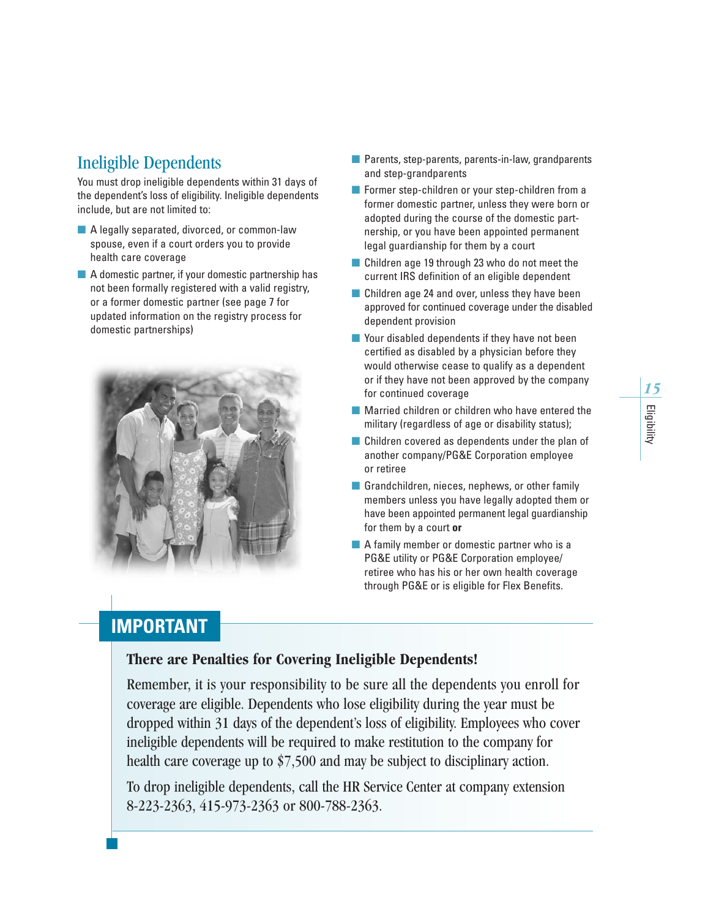## Ineligible Dependents

You must drop ineligible dependents within 31 days of the dependent's loss of eligibility. Ineligible dependents include, but are not limited to:

- A legally separated, divorced, or common-law spouse, even if a court orders you to provide health care coverage
- A domestic partner, if your domestic partnership has not been formally registered with a valid registry, or a former domestic partner (see page 7 for updated information on the registry process for domestic partnerships)
- Parents, step-parents, parents-in-law, grandparents and step-grandparents
- Former step-children or your step-children from a former domestic partner, unless they were born or adopted during the course of the domestic partnership, or you have been appointed permanent legal guardianship for them by a court
- Children age 19 through 23 who do not meet the current IRS definition of an eligible dependent
- Children age 24 and over, unless they have been approved for continued coverage under the disabled dependent provision
- Your disabled dependents if they have not been certified as disabled by a physician before they would otherwise cease to qualify as a dependent or if they have not been approved by the company for continued coverage
- Married children or children who have entered the military (regardless of age or disability status);
- Children covered as dependents under the plan of another company/PG&E Corporation employee or retiree
- Grandchildren, nieces, nephews, or other family members unless you have legally adopted them or have been appointed permanent legal guardianship for them by a court **or**
- A family member or domestic partner who is a PG&E utility or PG&E Corporation employee/retiree who has his or her own health coverage through PG&E or is eligible for Flex Benefits.

## IMPORTANT

### There are Penalties for Covering Ineligible Dependents!

Remember, it is your responsibility to be sure all the dependents you enroll for coverage are eligible. Dependents who lose eligibility during the year must be dropped within 31 days of the dependent's loss of eligibility. Employees who cover ineligible dependents will be required to make restitution to the company for health care coverage up to $7,500 and may be subject to disciplinary action.

To drop ineligible dependents, call the HR Service Center at company extension 8-223-2363, 415-973-2363 or 800-788-2363.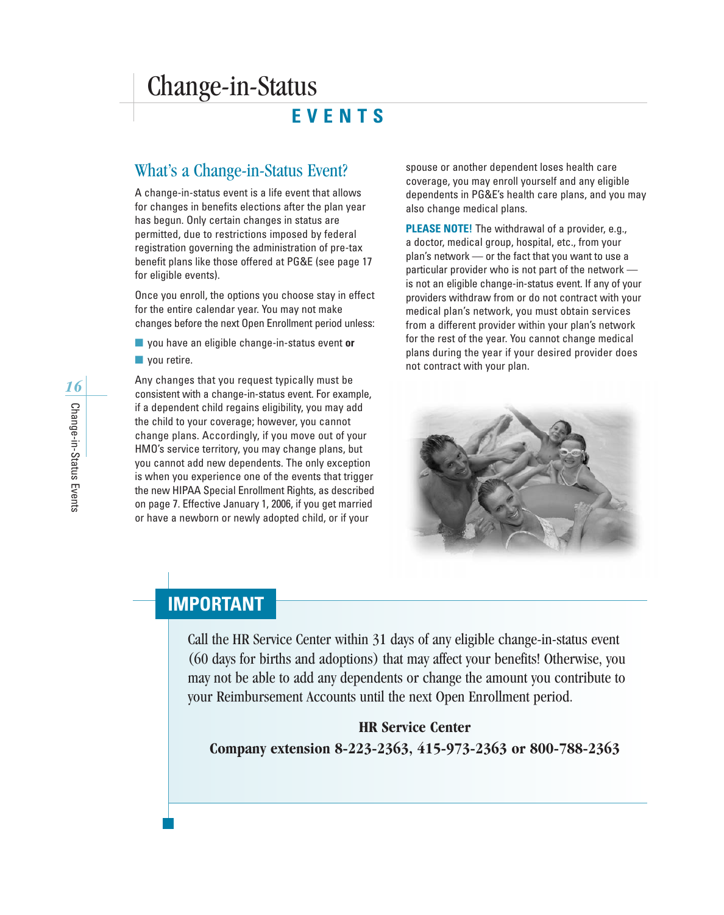# Change-in-Status

## EVENTS

### What's a Change-in-Status Event?

A change-in-status event is a life event that allows for changes in benefits elections after the plan year has begun. Only certain changes in status are permitted, due to restrictions imposed by federal registration governing the administration of pre-tax benefit plans like those offered at PG&E (see page 17 for eligible events).

Once you enroll, the options you choose stay in effect for the entire calendar year. You may not make changes before the next Open Enrollment period unless:

- you have an eligible change-in-status event **or**
- you retire.

Any changes that you request typically must be consistent with a change-in-status event. For example, if a dependent child regains eligibility, you may add the child to your coverage; however, you cannot change plans. Accordingly, if you move out of your HMO's service territory, you may change plans, but you cannot add new dependents. The only exception is when you experience one of the events that trigger the new HIPAA Special Enrollment Rights, as described on page 7. Effective January 1, 2006, if you get married or have a newborn or newly adopted child, or if your spouse or another dependent loses health care coverage, you may enroll yourself and any eligible dependents in PG&E's health care plans, and you may also change medical plans.

**PLEASE NOTE!** The withdrawal of a provider, e.g., a doctor, medical group, hospital, etc., from your plan's network — or the fact that you want to use a particular provider who is not part of the network — is not an eligible change-in-status event. If any of your providers withdraw from or do not contract with your medical plan's network, you must obtain services from a different provider within your plan's network for the rest of the year. You cannot change medical plans during the year if your desired provider does not contract with your plan.

## IMPORTANT

Call the HR Service Center within 31 days of any eligible change-in-status event (60 days for births and adoptions) that may affect your benefits! Otherwise, you may not be able to add any dependents or change the amount you contribute to your Reimbursement Accounts until the next Open Enrollment period.

**HR Service Center**
**Company extension 8-223-2363, 415-973-2363 or 800-788-2363**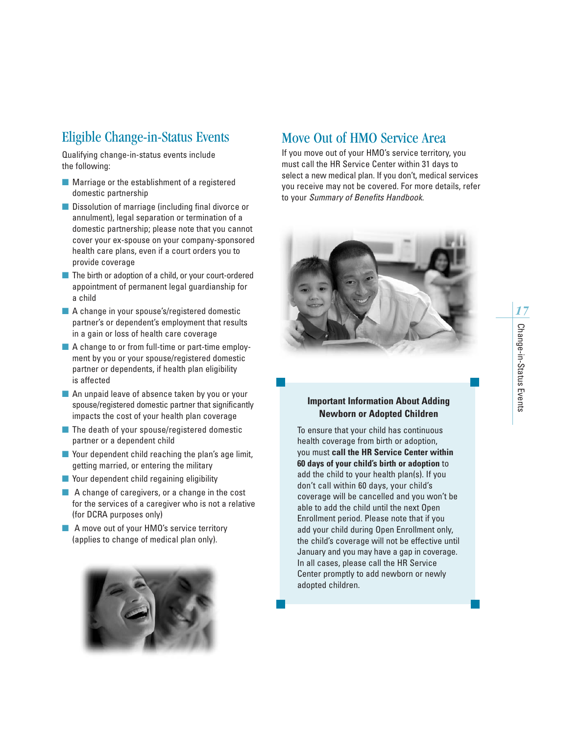## Eligible Change-in-Status Events

Qualifying change-in-status events include the following:

- Marriage or the establishment of a registered domestic partnership
- Dissolution of marriage (including final divorce or annulment), legal separation or termination of a domestic partnership; please note that you cannot cover your ex-spouse on your company-sponsored health care plans, even if a court orders you to provide coverage
- The birth or adoption of a child, or your court-ordered appointment of permanent legal guardianship for a child
- A change in your spouse's/registered domestic partner's or dependent's employment that results in a gain or loss of health care coverage
- A change to or from full-time or part-time employment by you or your spouse/registered domestic partner or dependents, if health plan eligibility is affected
- An unpaid leave of absence taken by you or your spouse/registered domestic partner that significantly impacts the cost of your health plan coverage
- The death of your spouse/registered domestic partner or a dependent child
- Your dependent child reaching the plan's age limit, getting married, or entering the military
- Your dependent child regaining eligibility
- A change of caregivers, or a change in the cost for the services of a caregiver who is not a relative (for DCRA purposes only)
- A move out of your HMO's service territory (applies to change of medical plan only).

## Move Out of HMO Service Area

If you move out of your HMO's service territory, you must call the HR Service Center within 31 days to select a new medical plan. If you don't, medical services you receive may not be covered. For more details, refer to your *Summary of Benefits Handbook*.

### Important Information About Adding Newborn or Adopted Children

To ensure that your child has continuous health coverage from birth or adoption, you must **call the HR Service Center within 60 days of your child's birth or adoption** to add the child to your health plan(s). If you don't call within 60 days, your child's coverage will be cancelled and you won't be able to add the child until the next Open Enrollment period. Please note that if you add your child during Open Enrollment only, the child's coverage will not be effective until January and you may have a gap in coverage. In all cases, please call the HR Service Center promptly to add newborn or newly adopted children.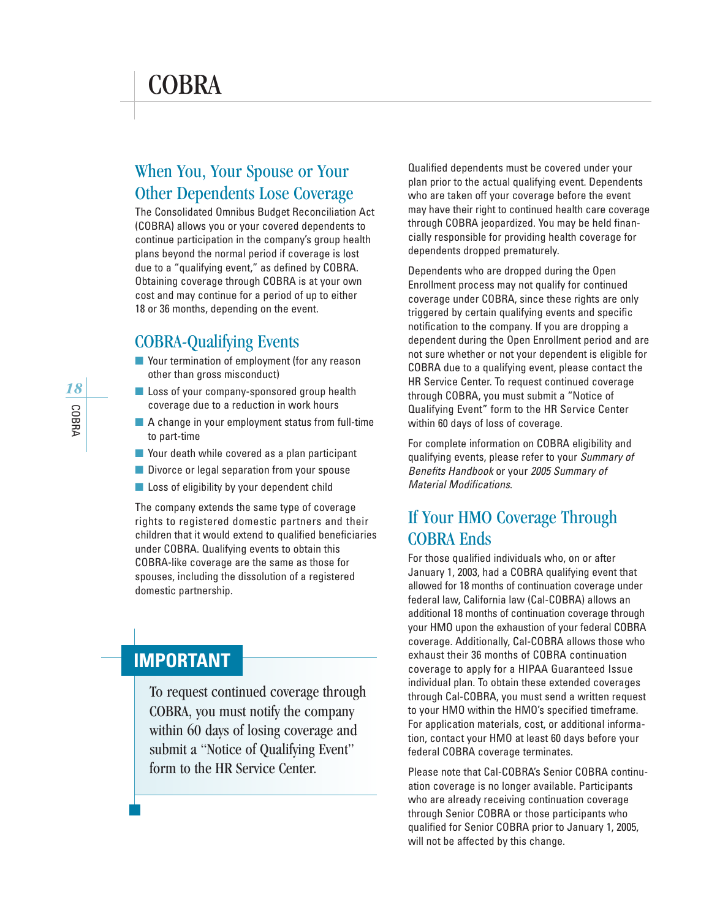# COBRA

## When You, Your Spouse or Your Other Dependents Lose Coverage

The Consolidated Omnibus Budget Reconciliation Act (COBRA) allows you or your covered dependents to continue participation in the company's group health plans beyond the normal period if coverage is lost due to a "qualifying event," as defined by COBRA. Obtaining coverage through COBRA is at your own cost and may continue for a period of up to either 18 or 36 months, depending on the event.

## COBRA-Qualifying Events

- Your termination of employment (for any reason other than gross misconduct)
- Loss of your company-sponsored group health coverage due to a reduction in work hours
- A change in your employment status from full-time to part-time
- Your death while covered as a plan participant
- Divorce or legal separation from your spouse
- Loss of eligibility by your dependent child

The company extends the same type of coverage rights to registered domestic partners and their children that it would extend to qualified beneficiaries under COBRA. Qualifying events to obtain this COBRA-like coverage are the same as those for spouses, including the dissolution of a registered domestic partnership.

**IMPORTANT**

To request continued coverage through COBRA, you must notify the company within 60 days of losing coverage and submit a "Notice of Qualifying Event" form to the HR Service Center.

Qualified dependents must be covered under your plan prior to the actual qualifying event. Dependents who are taken off your coverage before the event may have their right to continued health care coverage through COBRA jeopardized. You may be held financially responsible for providing health coverage for dependents dropped prematurely.

Dependents who are dropped during the Open Enrollment process may not qualify for continued coverage under COBRA, since these rights are only triggered by certain qualifying events and specific notification to the company. If you are dropping a dependent during the Open Enrollment period and are not sure whether or not your dependent is eligible for COBRA due to a qualifying event, please contact the HR Service Center. To request continued coverage through COBRA, you must submit a "Notice of Qualifying Event" form to the HR Service Center within 60 days of loss of coverage.

For complete information on COBRA eligibility and qualifying events, please refer to your *Summary of Benefits Handbook* or your *2005 Summary of Material Modifications*.

## If Your HMO Coverage Through COBRA Ends

For those qualified individuals who, on or after January 1, 2003, had a COBRA qualifying event that allowed for 18 months of continuation coverage under federal law, California law (Cal-COBRA) allows an additional 18 months of continuation coverage through your HMO upon the exhaustion of your federal COBRA coverage. Additionally, Cal-COBRA allows those who exhaust their 36 months of COBRA continuation coverage to apply for a HIPAA Guaranteed Issue individual plan. To obtain these extended coverages through Cal-COBRA, you must send a written request to your HMO within the HMO's specified timeframe. For application materials, cost, or additional information, contact your HMO at least 60 days before your federal COBRA coverage terminates.

Please note that Cal-COBRA's Senior COBRA continuation coverage is no longer available. Participants who are already receiving continuation coverage through Senior COBRA or those participants who qualified for Senior COBRA prior to January 1, 2005, will not be affected by this change.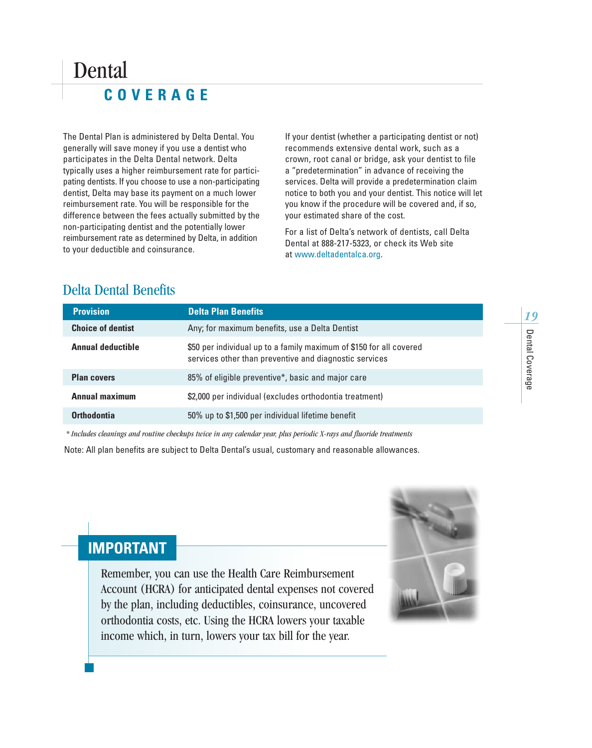# Dental COVERAGE

The Dental Plan is administered by Delta Dental. You generally will save money if you use a dentist who participates in the Delta Dental network. Delta typically uses a higher reimbursement rate for participating dentists. If you choose to use a non-participating dentist, Delta may base its payment on a much lower reimbursement rate. You will be responsible for the difference between the fees actually submitted by the non-participating dentist and the potentially lower reimbursement rate as determined by Delta, in addition to your deductible and coinsurance.

If your dentist (whether a participating dentist or not) recommends extensive dental work, such as a crown, root canal or bridge, ask your dentist to file a "predetermination" in advance of receiving the services. Delta will provide a predetermination claim notice to both you and your dentist. This notice will let you know if the procedure will be covered and, if so, your estimated share of the cost.

For a list of Delta's network of dentists, call Delta Dental at 888-217-5323, or check its Web site at www.deltadentalca.org.

## Delta Dental Benefits

| Provision | Delta Plan Benefits |
|---|---|
| **Choice of dentist** | Any; for maximum benefits, use a Delta Dentist |
| **Annual deductible** | $50 per individual up to a family maximum of $150 for all covered services other than preventive and diagnostic services |
| **Plan covers** | 85% of eligible preventive*, basic and major care |
| **Annual maximum** | $2,000 per individual (excludes orthodontia treatment) |
| **Orthodontia** | 50% up to $1,500 per individual lifetime benefit |

*\* Includes cleanings and routine checkups twice in any calendar year, plus periodic X-rays and fluoride treatments*

Note: All plan benefits are subject to Delta Dental's usual, customary and reasonable allowances.

## IMPORTANT

Remember, you can use the Health Care Reimbursement Account (HCRA) for anticipated dental expenses not covered by the plan, including deductibles, coinsurance, uncovered orthodontia costs, etc. Using the HCRA lowers your taxable income which, in turn, lowers your tax bill for the year.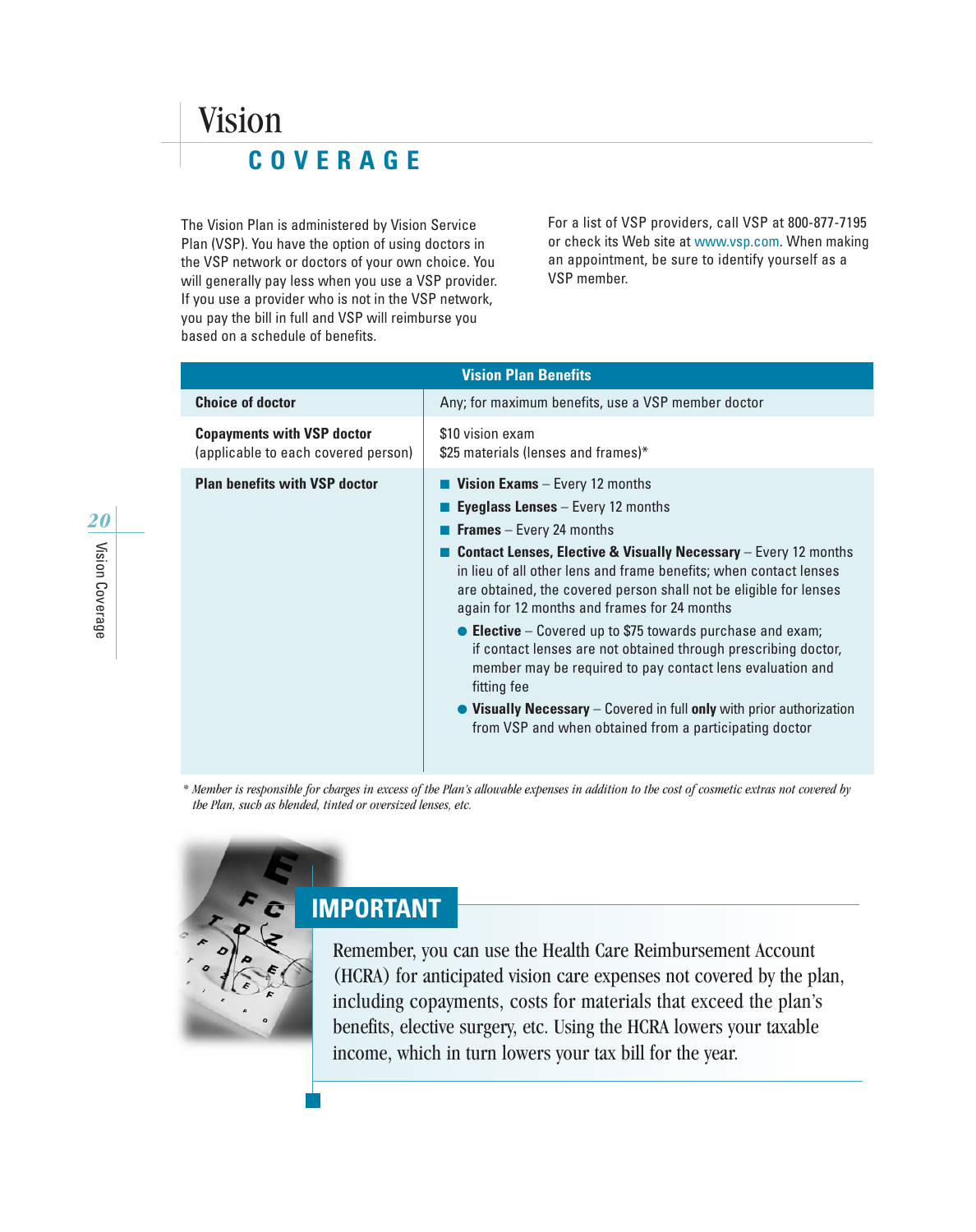# Vision

## COVERAGE

The Vision Plan is administered by Vision Service Plan (VSP). You have the option of using doctors in the VSP network or doctors of your own choice. You will generally pay less when you use a VSP provider. If you use a provider who is not in the VSP network, you pay the bill in full and VSP will reimburse you based on a schedule of benefits.

For a list of VSP providers, call VSP at 800-877-7195 or check its Web site at www.vsp.com. When making an appointment, be sure to identify yourself as a VSP member.

| Vision Plan Benefits | |
|---|---|
| **Choice of doctor** | Any; for maximum benefits, use a VSP member doctor |
| **Copayments with VSP doctor** (applicable to each covered person) | $10 vision exam<br>$25 materials (lenses and frames)* |
| **Plan benefits with VSP doctor** | ■ **Vision Exams** – Every 12 months<br>■ **Eyeglass Lenses** – Every 12 months<br>■ **Frames** – Every 24 months<br>■ **Contact Lenses, Elective & Visually Necessary** – Every 12 months in lieu of all other lens and frame benefits; when contact lenses are obtained, the covered person shall not be eligible for lenses again for 12 months and frames for 24 months<br>● **Elective** – Covered up to $75 towards purchase and exam; if contact lenses are not obtained through prescribing doctor, member may be required to pay contact lens evaluation and fitting fee<br>● **Visually Necessary** – Covered in full **only** with prior authorization from VSP and when obtained from a participating doctor |

*\* Member is responsible for charges in excess of the Plan's allowable expenses in addition to the cost of cosmetic extras not covered by the Plan, such as blended, tinted or oversized lenses, etc.*

## IMPORTANT

Remember, you can use the Health Care Reimbursement Account (HCRA) for anticipated vision care expenses not covered by the plan, including copayments, costs for materials that exceed the plan's benefits, elective surgery, etc. Using the HCRA lowers your taxable income, which in turn lowers your tax bill for the year.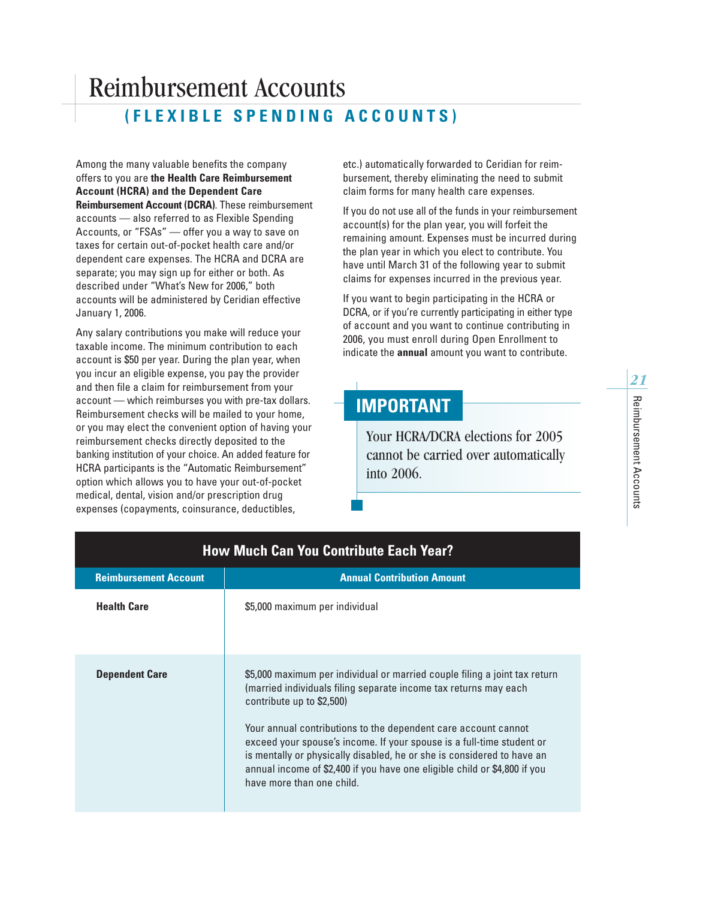# Reimbursement Accounts

## (FLEXIBLE SPENDING ACCOUNTS)

Among the many valuable benefits the company offers to you are **the Health Care Reimbursement Account (HCRA) and the Dependent Care Reimbursement Account (DCRA)**. These reimbursement accounts — also referred to as Flexible Spending Accounts, or "FSAs" — offer you a way to save on taxes for certain out-of-pocket health care and/or dependent care expenses. The HCRA and DCRA are separate; you may sign up for either or both. As described under "What's New for 2006," both accounts will be administered by Ceridian effective January 1, 2006.

Any salary contributions you make will reduce your taxable income. The minimum contribution to each account is $50 per year. During the plan year, when you incur an eligible expense, you pay the provider and then file a claim for reimbursement from your account — which reimburses you with pre-tax dollars. Reimbursement checks will be mailed to your home, or you may elect the convenient option of having your reimbursement checks directly deposited to the banking institution of your choice. An added feature for HCRA participants is the "Automatic Reimbursement" option which allows you to have your out-of-pocket medical, dental, vision and/or prescription drug expenses (copayments, coinsurance, deductibles, etc.) automatically forwarded to Ceridian for reimbursement, thereby eliminating the need to submit claim forms for many health care expenses.

If you do not use all of the funds in your reimbursement account(s) for the plan year, you will forfeit the remaining amount. Expenses must be incurred during the plan year in which you elect to contribute. You have until March 31 of the following year to submit claims for expenses incurred in the previous year.

If you want to begin participating in the HCRA or DCRA, or if you're currently participating in either type of account and you want to continue contributing in 2006, you must enroll during Open Enrollment to indicate the **annual** amount you want to contribute.

### IMPORTANT

Your HCRA/DCRA elections for 2005 cannot be carried over automatically into 2006.

### How Much Can You Contribute Each Year?

| Reimbursement Account | Annual Contribution Amount |
|---|---|
| **Health Care** | $5,000 maximum per individual |
| **Dependent Care** | $5,000 maximum per individual or married couple filing a joint tax return (married individuals filing separate income tax returns may each contribute up to $2,500)<br><br>Your annual contributions to the dependent care account cannot exceed your spouse's income. If your spouse is a full-time student or is mentally or physically disabled, he or she is considered to have an annual income of $2,400 if you have one eligible child or $4,800 if you have more than one child. |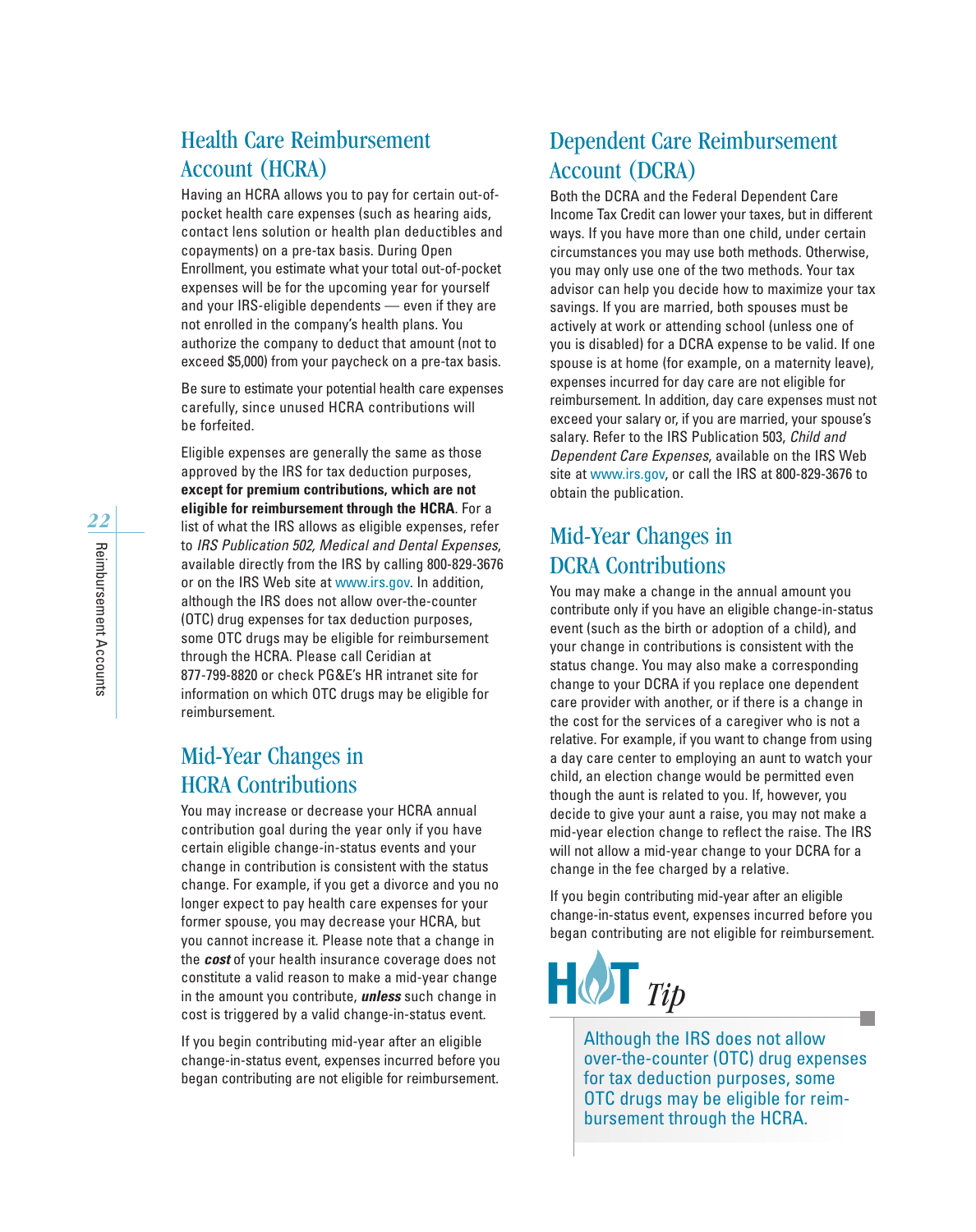## Health Care Reimbursement Account (HCRA)

Having an HCRA allows you to pay for certain out-of-pocket health care expenses (such as hearing aids, contact lens solution or health plan deductibles and copayments) on a pre-tax basis. During Open Enrollment, you estimate what your total out-of-pocket expenses will be for the upcoming year for yourself and your IRS-eligible dependents — even if they are not enrolled in the company's health plans. You authorize the company to deduct that amount (not to exceed $5,000) from your paycheck on a pre-tax basis.

Be sure to estimate your potential health care expenses carefully, since unused HCRA contributions will be forfeited.

Eligible expenses are generally the same as those approved by the IRS for tax deduction purposes, **except for premium contributions, which are not eligible for reimbursement through the HCRA**. For a list of what the IRS allows as eligible expenses, refer to *IRS Publication 502, Medical and Dental Expenses*, available directly from the IRS by calling 800-829-3676 or on the IRS Web site at www.irs.gov. In addition, although the IRS does not allow over-the-counter (OTC) drug expenses for tax deduction purposes, some OTC drugs may be eligible for reimbursement through the HCRA. Please call Ceridian at 877-799-8820 or check PG&E's HR intranet site for information on which OTC drugs may be eligible for reimbursement.

## Mid-Year Changes in HCRA Contributions

You may increase or decrease your HCRA annual contribution goal during the year only if you have certain eligible change-in-status events and your change in contribution is consistent with the status change. For example, if you get a divorce and you no longer expect to pay health care expenses for your former spouse, you may decrease your HCRA, but you cannot increase it. Please note that a change in the ***cost*** of your health insurance coverage does not constitute a valid reason to make a mid-year change in the amount you contribute, ***unless*** such change in cost is triggered by a valid change-in-status event.

If you begin contributing mid-year after an eligible change-in-status event, expenses incurred before you began contributing are not eligible for reimbursement.

## Dependent Care Reimbursement Account (DCRA)

Both the DCRA and the Federal Dependent Care Income Tax Credit can lower your taxes, but in different ways. If you have more than one child, under certain circumstances you may use both methods. Otherwise, you may only use one of the two methods. Your tax advisor can help you decide how to maximize your tax savings. If you are married, both spouses must be actively at work or attending school (unless one of you is disabled) for a DCRA expense to be valid. If one spouse is at home (for example, on a maternity leave), expenses incurred for day care are not eligible for reimbursement. In addition, day care expenses must not exceed your salary or, if you are married, your spouse's salary. Refer to the IRS Publication 503, *Child and Dependent Care Expenses*, available on the IRS Web site at www.irs.gov, or call the IRS at 800-829-3676 to obtain the publication.

## Mid-Year Changes in DCRA Contributions

You may make a change in the annual amount you contribute only if you have an eligible change-in-status event (such as the birth or adoption of a child), and your change in contributions is consistent with the status change. You may also make a corresponding change to your DCRA if you replace one dependent care provider with another, or if there is a change in the cost for the services of a caregiver who is not a relative. For example, if you want to change from using a day care center to employing an aunt to watch your child, an election change would be permitted even though the aunt is related to you. If, however, you decide to give your aunt a raise, you may not make a mid-year election change to reflect the raise. The IRS will not allow a mid-year change to your DCRA for a change in the fee charged by a relative.

If you begin contributing mid-year after an eligible change-in-status event, expenses incurred before you began contributing are not eligible for reimbursement.

### HOT Tip

Although the IRS does not allow over-the-counter (OTC) drug expenses for tax deduction purposes, some OTC drugs may be eligible for reimbursement through the HCRA.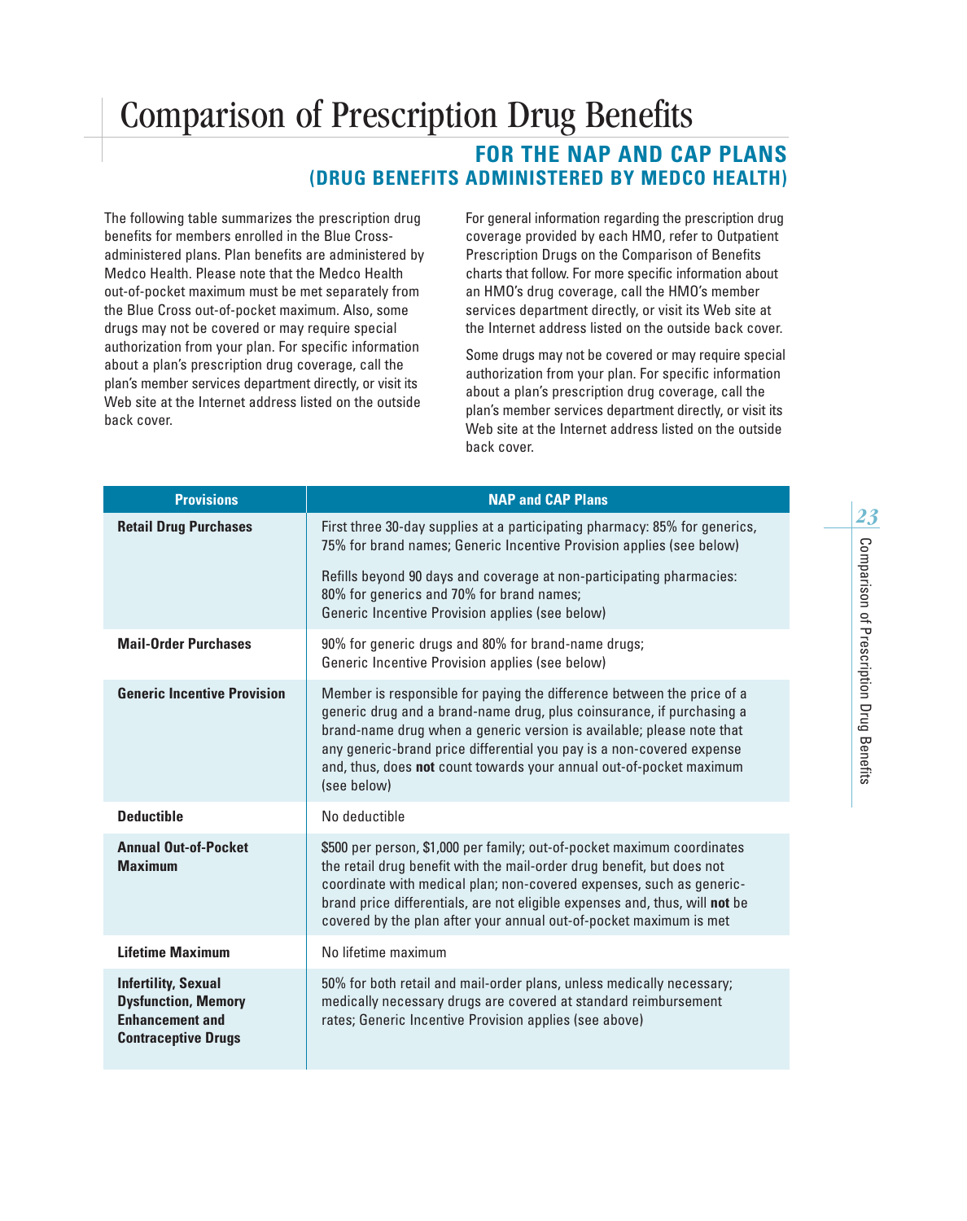# Comparison of Prescription Drug Benefits

## FOR THE NAP AND CAP PLANS (DRUG BENEFITS ADMINISTERED BY MEDCO HEALTH)

The following table summarizes the prescription drug benefits for members enrolled in the Blue Cross-administered plans. Plan benefits are administered by Medco Health. Please note that the Medco Health out-of-pocket maximum must be met separately from the Blue Cross out-of-pocket maximum. Also, some drugs may not be covered or may require special authorization from your plan. For specific information about a plan's prescription drug coverage, call the plan's member services department directly, or visit its Web site at the Internet address listed on the outside back cover.

For general information regarding the prescription drug coverage provided by each HMO, refer to Outpatient Prescription Drugs on the Comparison of Benefits charts that follow. For more specific information about an HMO's drug coverage, call the HMO's member services department directly, or visit its Web site at the Internet address listed on the outside back cover.

Some drugs may not be covered or may require special authorization from your plan. For specific information about a plan's prescription drug coverage, call the plan's member services department directly, or visit its Web site at the Internet address listed on the outside back cover.

| Provisions | NAP and CAP Plans |
|---|---|
| **Retail Drug Purchases** | First three 30-day supplies at a participating pharmacy: 85% for generics, 75% for brand names; Generic Incentive Provision applies (see below)<br><br>Refills beyond 90 days and coverage at non-participating pharmacies: 80% for generics and 70% for brand names; Generic Incentive Provision applies (see below) |
| **Mail-Order Purchases** | 90% for generic drugs and 80% for brand-name drugs; Generic Incentive Provision applies (see below) |
| **Generic Incentive Provision** | Member is responsible for paying the difference between the price of a generic drug and a brand-name drug, plus coinsurance, if purchasing a brand-name drug when a generic version is available; please note that any generic-brand price differential you pay is a non-covered expense and, thus, does **not** count towards your annual out-of-pocket maximum (see below) |
| **Deductible** | No deductible |
| **Annual Out-of-Pocket Maximum** | $500 per person, $1,000 per family; out-of-pocket maximum coordinates the retail drug benefit with the mail-order drug benefit, but does not coordinate with medical plan; non-covered expenses, such as generic-brand price differentials, are not eligible expenses and, thus, will **not** be covered by the plan after your annual out-of-pocket maximum is met |
| **Lifetime Maximum** | No lifetime maximum |
| **Infertility, Sexual Dysfunction, Memory Enhancement and Contraceptive Drugs** | 50% for both retail and mail-order plans, unless medically necessary; medically necessary drugs are covered at standard reimbursement rates; Generic Incentive Provision applies (see above) |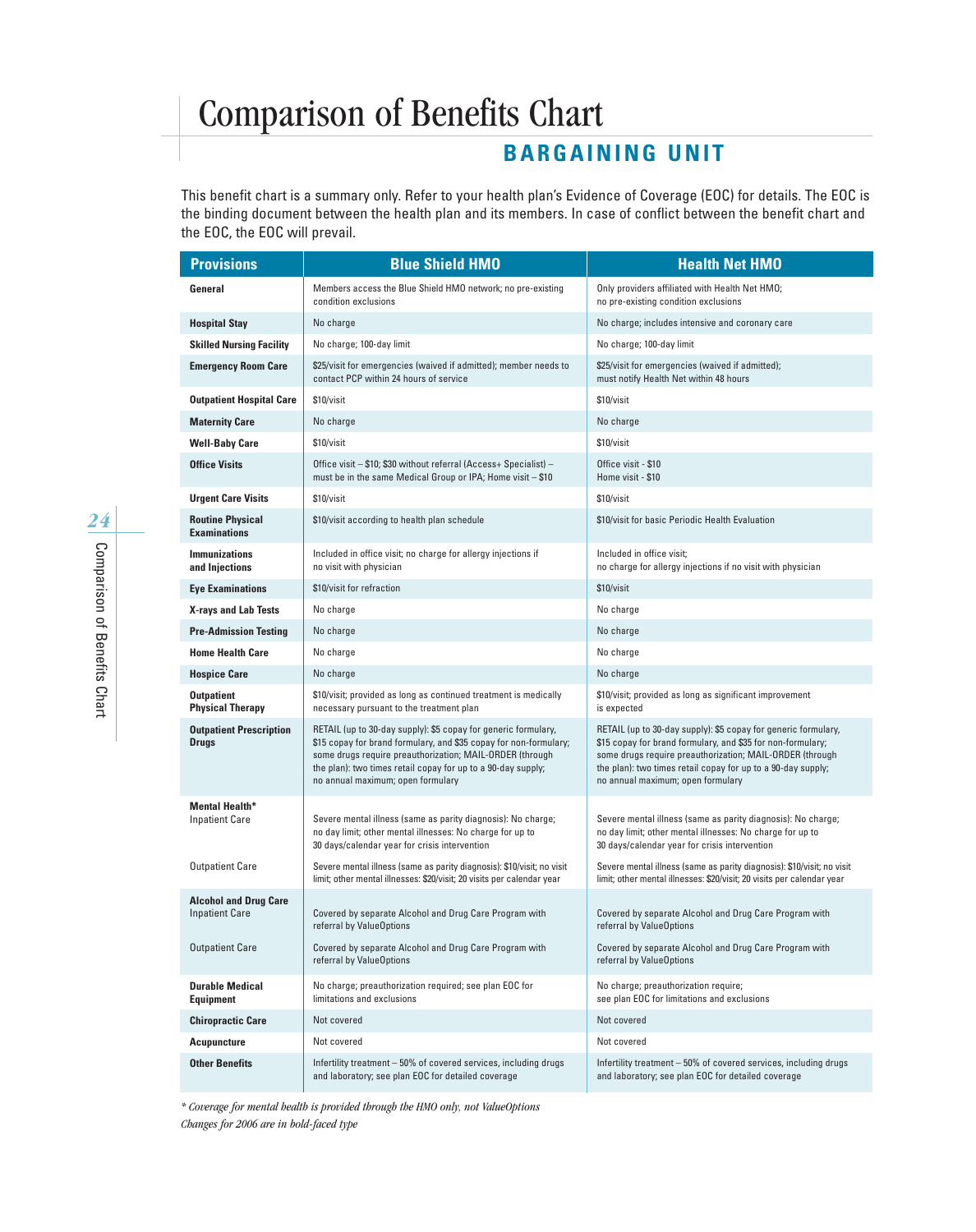# Comparison of Benefits Chart

## BARGAINING UNIT

This benefit chart is a summary only. Refer to your health plan's Evidence of Coverage (EOC) for details. The EOC is the binding document between the health plan and its members. In case of conflict between the benefit chart and the EOC, the EOC will prevail.

| Provisions | Blue Shield HMO | Health Net HMO |
|---|---|---|
| **General** | Members access the Blue Shield HMO network; no pre-existing condition exclusions | Only providers affiliated with Health Net HMO; no pre-existing condition exclusions |
| **Hospital Stay** | No charge | No charge; includes intensive and coronary care |
| **Skilled Nursing Facility** | No charge; 100-day limit | No charge; 100-day limit |
| **Emergency Room Care** | $25/visit for emergencies (waived if admitted); member needs to contact PCP within 24 hours of service | $25/visit for emergencies (waived if admitted); must notify Health Net within 48 hours |
| **Outpatient Hospital Care** | $10/visit | $10/visit |
| **Maternity Care** | No charge | No charge |
| **Well-Baby Care** | $10/visit | $10/visit |
| **Office Visits** | Office visit – $10; $30 without referral (Access+ Specialist) – must be in the same Medical Group or IPA; Home visit – $10 | Office visit - $10<br>Home visit - $10 |
| **Urgent Care Visits** | $10/visit | $10/visit |
| **Routine Physical Examinations** | $10/visit according to health plan schedule | $10/visit for basic Periodic Health Evaluation |
| **Immunizations and Injections** | Included in office visit; no charge for allergy injections if no visit with physician | Included in office visit; no charge for allergy injections if no visit with physician |
| **Eye Examinations** | $10/visit for refraction | $10/visit |
| **X-rays and Lab Tests** | No charge | No charge |
| **Pre-Admission Testing** | No charge | No charge |
| **Home Health Care** | No charge | No charge |
| **Hospice Care** | No charge | No charge |
| **Outpatient Physical Therapy** | $10/visit; provided as long as continued treatment is medically necessary pursuant to the treatment plan | $10/visit; provided as long as significant improvement is expected |
| **Outpatient Prescription Drugs** | RETAIL (up to 30-day supply): $5 copay for generic formulary, $15 copay for brand formulary, and $35 copay for non-formulary; some drugs require preauthorization; MAIL-ORDER (through the plan): two times retail copay for up to a 90-day supply; no annual maximum; open formulary | RETAIL (up to 30-day supply): $5 copay for generic formulary, $15 copay for brand formulary, and $35 for non-formulary; some drugs require preauthorization; MAIL-ORDER (through the plan): two times retail copay for up to a 90-day supply; no annual maximum; open formulary |
| **Mental Health*** | | |
| Inpatient Care | Severe mental illness (same as parity diagnosis): No charge; no day limit; other mental illnesses: No charge for up to 30 days/calendar year for crisis intervention | Severe mental illness (same as parity diagnosis): No charge; no day limit; other mental illnesses: No charge for up to 30 days/calendar year for crisis intervention |
| Outpatient Care | Severe mental illness (same as parity diagnosis): $10/visit; no visit limit; other mental illnesses: $20/visit; 20 visits per calendar year | Severe mental illness (same as parity diagnosis): $10/visit; no visit limit; other mental illnesses: $20/visit; 20 visits per calendar year |
| **Alcohol and Drug Care** | | |
| Inpatient Care | Covered by separate Alcohol and Drug Care Program with referral by ValueOptions | Covered by separate Alcohol and Drug Care Program with referral by ValueOptions |
| Outpatient Care | Covered by separate Alcohol and Drug Care Program with referral by ValueOptions | Covered by separate Alcohol and Drug Care Program with referral by ValueOptions |
| **Durable Medical Equipment** | No charge; preauthorization required; see plan EOC for limitations and exclusions | No charge; preauthorization require; see plan EOC for limitations and exclusions |
| **Chiropractic Care** | Not covered | Not covered |
| **Acupuncture** | Not covered | Not covered |
| **Other Benefits** | Infertility treatment – 50% of covered services, including drugs and laboratory; see plan EOC for detailed coverage | Infertility treatment – 50% of covered services, including drugs and laboratory; see plan EOC for detailed coverage |

*\* Coverage for mental health is provided through the HMO only, not ValueOptions*

*Changes for 2006 are in bold-faced type*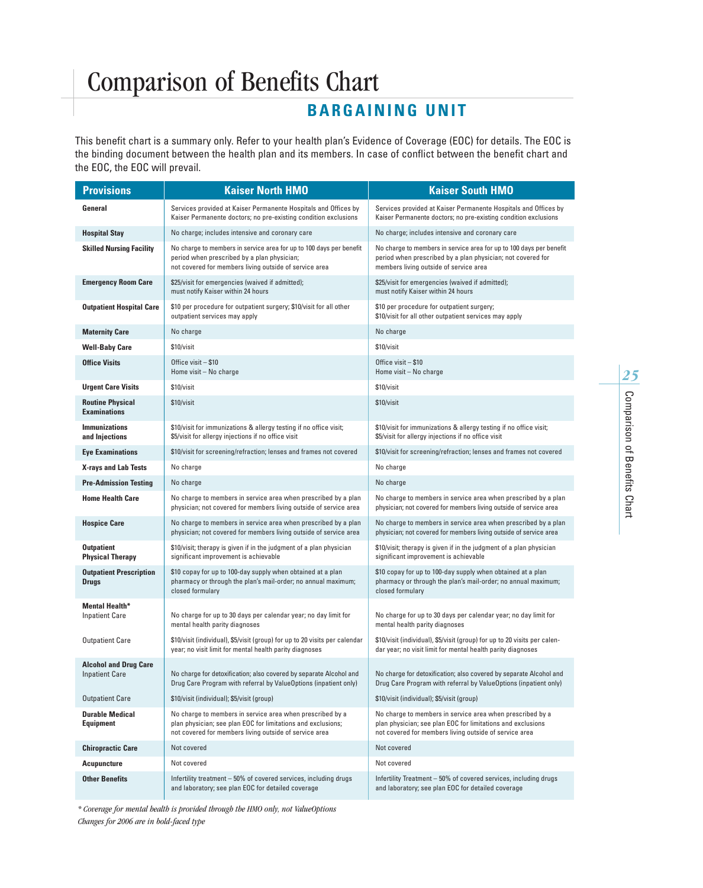# Comparison of Benefits Chart

## BARGAINING UNIT

This benefit chart is a summary only. Refer to your health plan's Evidence of Coverage (EOC) for details. The EOC is the binding document between the health plan and its members. In case of conflict between the benefit chart and the EOC, the EOC will prevail.

| Provisions | Kaiser North HMO | Kaiser South HMO |
|---|---|---|
| **General** | Services provided at Kaiser Permanente Hospitals and Offices by Kaiser Permanente doctors; no pre-existing condition exclusions | Services provided at Kaiser Permanente Hospitals and Offices by Kaiser Permanente doctors; no pre-existing condition exclusions |
| **Hospital Stay** | No charge; includes intensive and coronary care | No charge; includes intensive and coronary care |
| **Skilled Nursing Facility** | No charge to members in service area for up to 100 days per benefit period when prescribed by a plan physician; not covered for members living outside of service area | No charge to members in service area for up to 100 days per benefit period when prescribed by a plan physician; not covered for members living outside of service area |
| **Emergency Room Care** | $25/visit for emergencies (waived if admitted); must notify Kaiser within 24 hours | $25/visit for emergencies (waived if admitted); must notify Kaiser within 24 hours |
| **Outpatient Hospital Care** | $10 per procedure for outpatient surgery; $10/visit for all other outpatient services may apply | $10 per procedure for outpatient surgery; $10/visit for all other outpatient services may apply |
| **Maternity Care** | No charge | No charge |
| **Well-Baby Care** | $10/visit | $10/visit |
| **Office Visits** | Office visit – $10<br>Home visit – No charge | Office visit – $10<br>Home visit – No charge |
| **Urgent Care Visits** | $10/visit | $10/visit |
| **Routine Physical Examinations** | $10/visit | $10/visit |
| **Immunizations and Injections** | $10/visit for immunizations & allergy testing if no office visit; $5/visit for allergy injections if no office visit | $10/visit for immunizations & allergy testing if no office visit; $5/visit for allergy injections if no office visit |
| **Eye Examinations** | $10/visit for screening/refraction; lenses and frames not covered | $10/visit for screening/refraction; lenses and frames not covered |
| **X-rays and Lab Tests** | No charge | No charge |
| **Pre-Admission Testing** | No charge | No charge |
| **Home Health Care** | No charge to members in service area when prescribed by a plan physician; not covered for members living outside of service area | No charge to members in service area when prescribed by a plan physician; not covered for members living outside of service area |
| **Hospice Care** | No charge to members in service area when prescribed by a plan physician; not covered for members living outside of service area | No charge to members in service area when prescribed by a plan physician; not covered for members living outside of service area |
| **Outpatient Physical Therapy** | $10/visit; therapy is given if in the judgment of a plan physician significant improvement is achievable | $10/visit; therapy is given if in the judgment of a plan physician significant improvement is achievable |
| **Outpatient Prescription Drugs** | $10 copay for up to 100-day supply when obtained at a plan pharmacy or through the plan's mail-order; no annual maximum; closed formulary | $10 copay for up to 100-day supply when obtained at a plan pharmacy or through the plan's mail-order; no annual maximum; closed formulary |
| **Mental Health***<br>Inpatient Care | No charge for up to 30 days per calendar year; no day limit for mental health parity diagnoses | No charge for up to 30 days per calendar year; no day limit for mental health parity diagnoses |
| Outpatient Care | $10/visit (individual), $5/visit (group) for up to 20 visits per calendar year; no visit limit for mental health parity diagnoses | $10/visit (individual), $5/visit (group) for up to 20 visits per calendar year; no visit limit for mental health parity diagnoses |
| **Alcohol and Drug Care**<br>Inpatient Care | No charge for detoxification; also covered by separate Alcohol and Drug Care Program with referral by ValueOptions (inpatient only) | No charge for detoxification; also covered by separate Alcohol and Drug Care Program with referral by ValueOptions (inpatient only) |
| Outpatient Care | $10/visit (individual); $5/visit (group) | $10/visit (individual); $5/visit (group) |
| **Durable Medical Equipment** | No charge to members in service area when prescribed by a plan physician; see plan EOC for limitations and exclusions; not covered for members living outside of service area | No charge to members in service area when prescribed by a plan physician; see plan EOC for limitations and exclusions not covered for members living outside of service area |
| **Chiropractic Care** | Not covered | Not covered |
| **Acupuncture** | Not covered | Not covered |
| **Other Benefits** | Infertility treatment – 50% of covered services, including drugs and laboratory; see plan EOC for detailed coverage | Infertility Treatment – 50% of covered services, including drugs and laboratory; see plan EOC for detailed coverage |

*\* Coverage for mental health is provided through the HMO only, not ValueOptions*
*Changes for 2006 are in bold-faced type*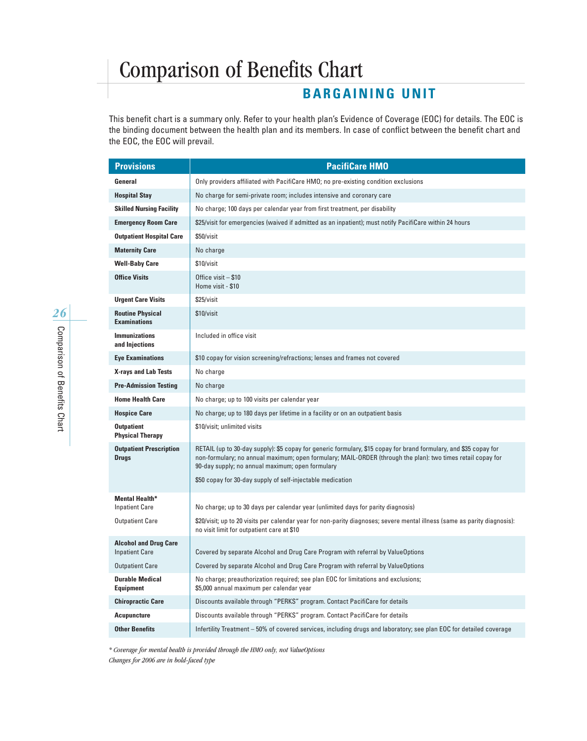# Comparison of Benefits Chart

## BARGAINING UNIT

This benefit chart is a summary only. Refer to your health plan's Evidence of Coverage (EOC) for details. The EOC is the binding document between the health plan and its members. In case of conflict between the benefit chart and the EOC, the EOC will prevail.

| Provisions | PacifiCare HMO |
|---|---|
| **General** | Only providers affiliated with PacifiCare HMO; no pre-existing condition exclusions |
| **Hospital Stay** | No charge for semi-private room; includes intensive and coronary care |
| **Skilled Nursing Facility** | No charge; 100 days per calendar year from first treatment, per disability |
| **Emergency Room Care** | $25/visit for emergencies (waived if admitted as an inpatient); must notify PacifiCare within 24 hours |
| **Outpatient Hospital Care** | $50/visit |
| **Maternity Care** | No charge |
| **Well-Baby Care** | $10/visit |
| **Office Visits** | Office visit – $10<br>Home visit - $10 |
| **Urgent Care Visits** | $25/visit |
| **Routine Physical Examinations** | $10/visit |
| **Immunizations and Injections** | Included in office visit |
| **Eye Examinations** | $10 copay for vision screening/refractions; lenses and frames not covered |
| **X-rays and Lab Tests** | No charge |
| **Pre-Admission Testing** | No charge |
| **Home Health Care** | No charge; up to 100 visits per calendar year |
| **Hospice Care** | No charge; up to 180 days per lifetime in a facility or on an outpatient basis |
| **Outpatient Physical Therapy** | $10/visit; unlimited visits |
| **Outpatient Prescription Drugs** | RETAIL (up to 30-day supply): $5 copay for generic formulary, $15 copay for brand formulary, and $35 copay for non-formulary; no annual maximum; open formulary; MAIL-ORDER (through the plan): two times retail copay for 90-day supply; no annual maximum; open formulary<br><br>$50 copay for 30-day supply of self-injectable medication |
| **Mental Health*** Inpatient Care | No charge; up to 30 days per calendar year (unlimited days for parity diagnosis) |
| Outpatient Care | $20/visit; up to 20 visits per calendar year for non-parity diagnoses; severe mental illness (same as parity diagnosis): no visit limit for outpatient care at $10 |
| **Alcohol and Drug Care** Inpatient Care | Covered by separate Alcohol and Drug Care Program with referral by ValueOptions |
| Outpatient Care | Covered by separate Alcohol and Drug Care Program with referral by ValueOptions |
| **Durable Medical Equipment** | No charge; preauthorization required; see plan EOC for limitations and exclusions;<br>$5,000 annual maximum per calendar year |
| **Chiropractic Care** | Discounts available through "PERKS" program. Contact PacifiCare for details |
| **Acupuncture** | Discounts available through "PERKS" program. Contact PacifiCare for details |
| **Other Benefits** | Infertility Treatment – 50% of covered services, including drugs and laboratory; see plan EOC for detailed coverage |

*\* Coverage for mental health is provided through the HMO only, not ValueOptions*

*Changes for 2006 are in bold-faced type*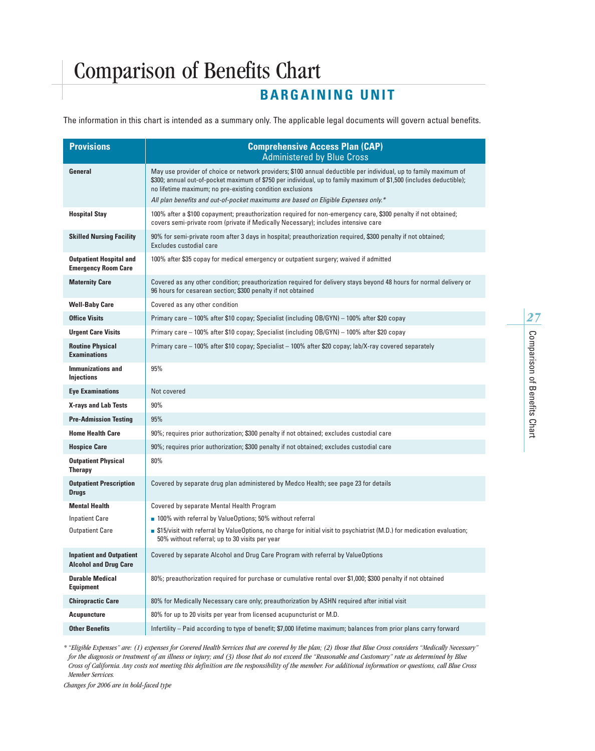# Comparison of Benefits Chart

## BARGAINING UNIT

The information in this chart is intended as a summary only. The applicable legal documents will govern actual benefits.

| Provisions | Comprehensive Access Plan (CAP) Administered by Blue Cross |
|---|---|
| **General** | May use provider of choice or network providers; $100 annual deductible per individual, up to family maximum of $300; annual out-of-pocket maximum of $750 per individual, up to family maximum of $1,500 (includes deductible); no lifetime maximum; no pre-existing condition exclusions<br>*All plan benefits and out-of-pocket maximums are based on Eligible Expenses only.** |
| **Hospital Stay** | 100% after a $100 copayment; preauthorization required for non-emergency care, $300 penalty if not obtained; covers semi-private room (private if Medically Necessary); includes intensive care |
| **Skilled Nursing Facility** | 90% for semi-private room after 3 days in hospital; preauthorization required, $300 penalty if not obtained; Excludes custodial care |
| **Outpatient Hospital and Emergency Room Care** | 100% after $35 copay for medical emergency or outpatient surgery; waived if admitted |
| **Maternity Care** | Covered as any other condition; preauthorization required for delivery stays beyond 48 hours for normal delivery or 96 hours for cesarean section; $300 penalty if not obtained |
| **Well-Baby Care** | Covered as any other condition |
| **Office Visits** | Primary care – 100% after $10 copay; Specialist (including OB/GYN) – 100% after $20 copay |
| **Urgent Care Visits** | Primary care – 100% after $10 copay; Specialist (including OB/GYN) – 100% after $20 copay |
| **Routine Physical Examinations** | Primary care – 100% after $10 copay; Specialist – 100% after $20 copay; lab/X-ray covered separately |
| **Immunizations and Injections** | 95% |
| **Eye Examinations** | Not covered |
| **X-rays and Lab Tests** | 90% |
| **Pre-Admission Testing** | 95% |
| **Home Health Care** | 90%; requires prior authorization; $300 penalty if not obtained; excludes custodial care |
| **Hospice Care** | 90%; requires prior authorization; $300 penalty if not obtained; excludes custodial care |
| **Outpatient Physical Therapy** | 80% |
| **Outpatient Prescription Drugs** | Covered by separate drug plan administered by Medco Health; see page 23 for details |
| **Mental Health** | Covered by separate Mental Health Program |
| Inpatient Care | ■ 100% with referral by ValueOptions; 50% without referral |
| Outpatient Care | ■ $15/visit with referral by ValueOptions, no charge for initial visit to psychiatrist (M.D.) for medication evaluation; 50% without referral; up to 30 visits per year |
| **Inpatient and Outpatient Alcohol and Drug Care** | Covered by separate Alcohol and Drug Care Program with referral by ValueOptions |
| **Durable Medical Equipment** | 80%; preauthorization required for purchase or cumulative rental over $1,000; $300 penalty if not obtained |
| **Chiropractic Care** | 80% for Medically Necessary care only; preauthorization by ASHN required after initial visit |
| **Acupuncture** | 80% for up to 20 visits per year from licensed acupuncturist or M.D. |
| **Other Benefits** | Infertility – Paid according to type of benefit; $7,000 lifetime maximum; balances from prior plans carry forward |

*\* "Eligible Expenses" are: (1) expenses for Covered Health Services that are covered by the plan; (2) those that Blue Cross considers "Medically Necessary" for the diagnosis or treatment of an illness or injury; and (3) those that do not exceed the "Reasonable and Customary" rate as determined by Blue Cross of California. Any costs not meeting this definition are the responsibility of the member. For additional information or questions, call Blue Cross Member Services.*

*Changes for 2006 are in bold-faced type*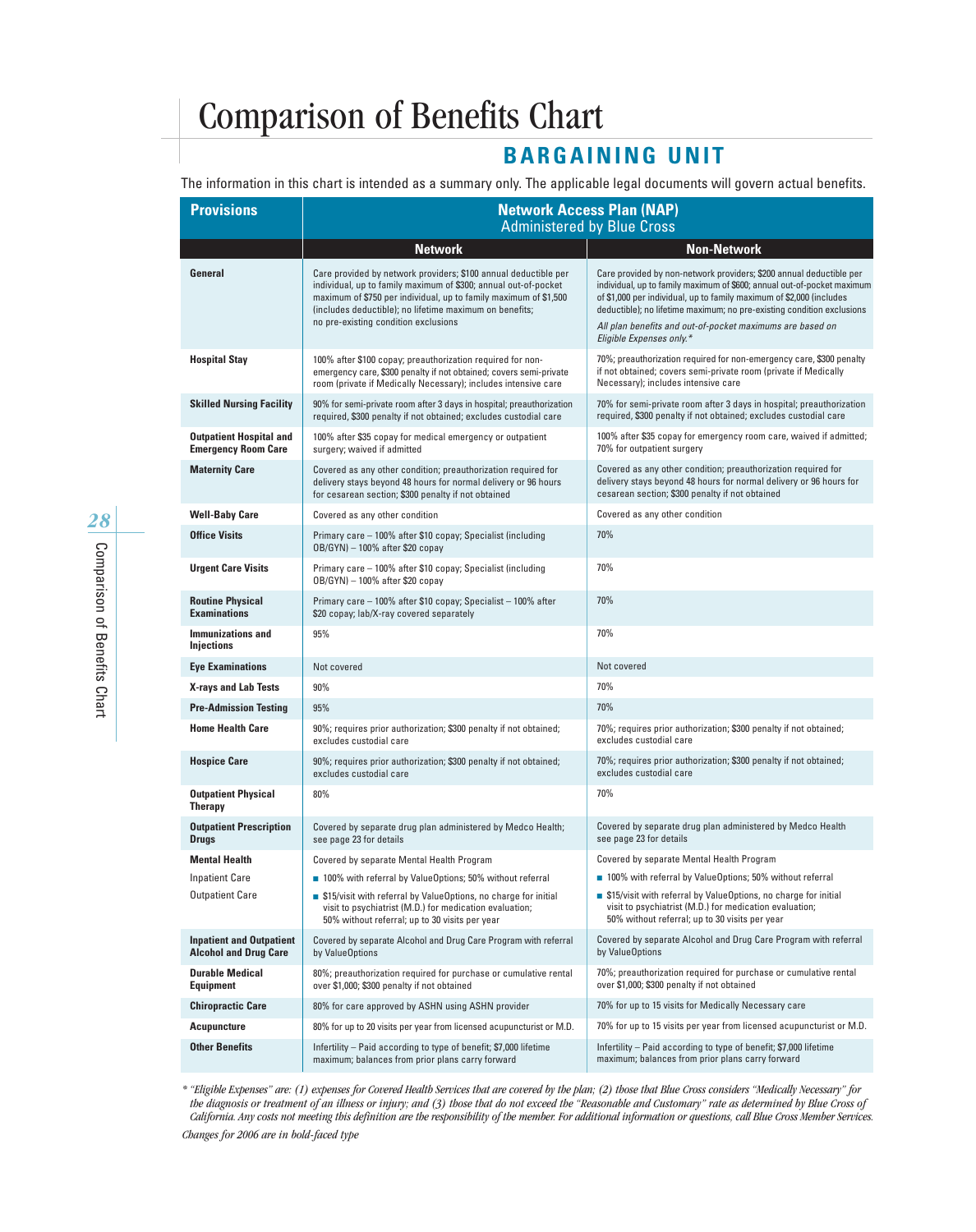# Comparison of Benefits Chart

## BARGAINING UNIT

The information in this chart is intended as a summary only. The applicable legal documents will govern actual benefits.

| Provisions | Network Access Plan (NAP) Administered by Blue Cross | |
|---|---|---|
| | **Network** | **Non-Network** |
| **General** | Care provided by network providers; $100 annual deductible per individual, up to family maximum of $300; annual out-of-pocket maximum of $750 per individual, up to family maximum of $1,500 (includes deductible); no lifetime maximum on benefits; no pre-existing condition exclusions | Care provided by non-network providers; $200 annual deductible per individual, up to family maximum of $600; annual out-of-pocket maximum of $1,000 per individual, up to family maximum of $2,000 (includes deductible); no lifetime maximum; no pre-existing condition exclusions *All plan benefits and out-of-pocket maximums are based on Eligible Expenses only.** |
| **Hospital Stay** | 100% after $100 copay; preauthorization required for non-emergency care, $300 penalty if not obtained; covers semi-private room (private if Medically Necessary); includes intensive care | 70%; preauthorization required for non-emergency care, $300 penalty if not obtained; covers semi-private room (private if Medically Necessary); includes intensive care |
| **Skilled Nursing Facility** | 90% for semi-private room after 3 days in hospital; preauthorization required, $300 penalty if not obtained; excludes custodial care | 70% for semi-private room after 3 days in hospital; preauthorization required, $300 penalty if not obtained; excludes custodial care |
| **Outpatient Hospital and Emergency Room Care** | 100% after $35 copay for medical emergency or outpatient surgery; waived if admitted | 100% after $35 copay for emergency room care, waived if admitted; 70% for outpatient surgery |
| **Maternity Care** | Covered as any other condition; preauthorization required for delivery stays beyond 48 hours for normal delivery or 96 hours for cesarean section; $300 penalty if not obtained | Covered as any other condition; preauthorization required for delivery stays beyond 48 hours for normal delivery or 96 hours for cesarean section; $300 penalty if not obtained |
| **Well-Baby Care** | Covered as any other condition | Covered as any other condition |
| **Office Visits** | Primary care – 100% after $10 copay; Specialist (including OB/GYN) – 100% after $20 copay | 70% |
| **Urgent Care Visits** | Primary care – 100% after $10 copay; Specialist (including OB/GYN) – 100% after $20 copay | 70% |
| **Routine Physical Examinations** | Primary care – 100% after $10 copay; Specialist – 100% after $20 copay; lab/X-ray covered separately | 70% |
| **Immunizations and Injections** | 95% | 70% |
| **Eye Examinations** | Not covered | Not covered |
| **X-rays and Lab Tests** | 90% | 70% |
| **Pre-Admission Testing** | 95% | 70% |
| **Home Health Care** | 90%; requires prior authorization; $300 penalty if not obtained; excludes custodial care | 70%; requires prior authorization; $300 penalty if not obtained; excludes custodial care |
| **Hospice Care** | 90%; requires prior authorization; $300 penalty if not obtained; excludes custodial care | 70%; requires prior authorization; $300 penalty if not obtained; excludes custodial care |
| **Outpatient Physical Therapy** | 80% | 70% |
| **Outpatient Prescription Drugs** | Covered by separate drug plan administered by Medco Health; see page 23 for details | Covered by separate drug plan administered by Medco Health see page 23 for details |
| **Mental Health** | Covered by separate Mental Health Program | Covered by separate Mental Health Program |
| Inpatient Care | ■ 100% with referral by ValueOptions; 50% without referral | ■ 100% with referral by ValueOptions; 50% without referral |
| Outpatient Care | ■ $15/visit with referral by ValueOptions, no charge for initial visit to psychiatrist (M.D.) for medication evaluation; 50% without referral; up to 30 visits per year | ■ $15/visit with referral by ValueOptions, no charge for initial visit to psychiatrist (M.D.) for medication evaluation; 50% without referral; up to 30 visits per year |
| **Inpatient and Outpatient Alcohol and Drug Care** | Covered by separate Alcohol and Drug Care Program with referral by ValueOptions | Covered by separate Alcohol and Drug Care Program with referral by ValueOptions |
| **Durable Medical Equipment** | 80%; preauthorization required for purchase or cumulative rental over $1,000; $300 penalty if not obtained | 70%; preauthorization required for purchase or cumulative rental over $1,000; $300 penalty if not obtained |
| **Chiropractic Care** | 80% for care approved by ASHN using ASHN provider | 70% for up to 15 visits for Medically Necessary care |
| **Acupuncture** | 80% for up to 20 visits per year from licensed acupuncturist or M.D. | 70% for up to 15 visits per year from licensed acupuncturist or M.D. |
| **Other Benefits** | Infertility – Paid according to type of benefit; $7,000 lifetime maximum; balances from prior plans carry forward | Infertility – Paid according to type of benefit; $7,000 lifetime maximum; balances from prior plans carry forward |

*\* "Eligible Expenses" are: (1) expenses for Covered Health Services that are covered by the plan; (2) those that Blue Cross considers "Medically Necessary" for the diagnosis or treatment of an illness or injury; and (3) those that do not exceed the "Reasonable and Customary" rate as determined by Blue Cross of California. Any costs not meeting this definition are the responsibility of the member. For additional information or questions, call Blue Cross Member Services.*

*Changes for 2006 are in bold-faced type*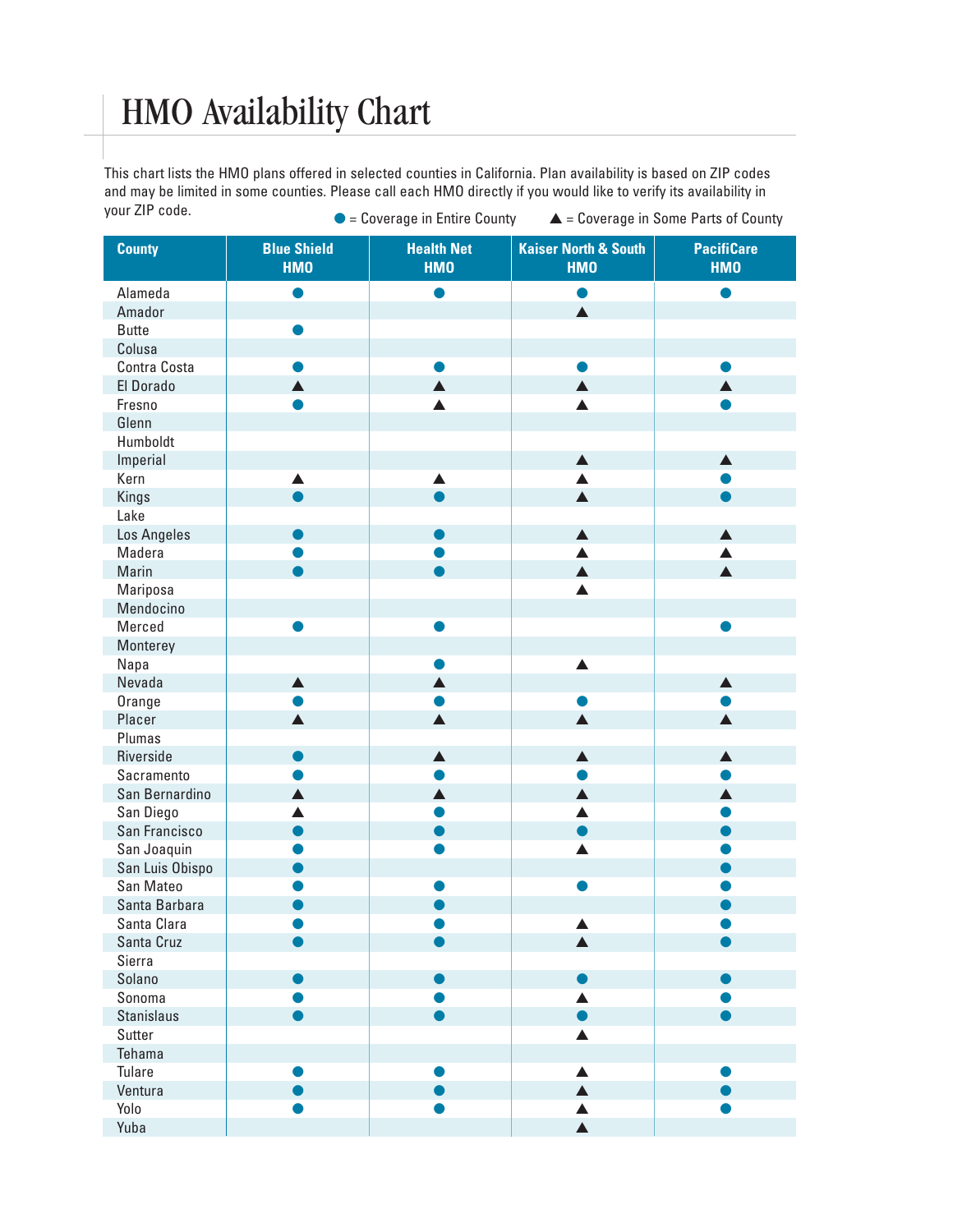# HMO Availability Chart

This chart lists the HMO plans offered in selected counties in California. Plan availability is based on ZIP codes and may be limited in some counties. Please call each HMO directly if you would like to verify its availability in your ZIP code.

● = Coverage in Entire County ▲ = Coverage in Some Parts of County

| County | Blue Shield HMO | Health Net HMO | Kaiser North & South HMO | PacifiCare HMO |
|---|---|---|---|---|
| Alameda | ● | ● | ● | ● |
| Amador | | | ▲ | |
| Butte | ● | | | |
| Colusa | | | | |
| Contra Costa | ● | ● | ● | ● |
| El Dorado | ▲ | ▲ | ▲ | ▲ |
| Fresno | ● | ▲ | ▲ | ● |
| Glenn | | | | |
| Humboldt | | | | |
| Imperial | | | ▲ | ▲ |
| Kern | ▲ | ▲ | ▲ | ● |
| Kings | ● | ● | ▲ | ● |
| Lake | | | | |
| Los Angeles | ● | ● | ▲ | ▲ |
| Madera | ● | ● | ▲ | ▲ |
| Marin | ● | ● | ▲ | ▲ |
| Mariposa | | | ▲ | |
| Mendocino | | | | |
| Merced | ● | ● | | ● |
| Monterey | | | | |
| Napa | | ● | ▲ | |
| Nevada | ▲ | ▲ | | ▲ |
| Orange | ● | ● | ● | ● |
| Placer | ▲ | ▲ | ▲ | ▲ |
| Plumas | | | | |
| Riverside | ● | ▲ | ▲ | ▲ |
| Sacramento | ● | ● | ● | ● |
| San Bernardino | ▲ | ▲ | ▲ | ▲ |
| San Diego | ▲ | ● | ▲ | ● |
| San Francisco | ● | ● | ● | ● |
| San Joaquin | ● | ● | ▲ | ● |
| San Luis Obispo | ● | | | ● |
| San Mateo | ● | ● | ● | ● |
| Santa Barbara | ● | ● | | ● |
| Santa Clara | ● | ● | ▲ | ● |
| Santa Cruz | ● | ● | ▲ | ● |
| Sierra | | | | |
| Solano | ● | ● | ● | ● |
| Sonoma | ● | ● | ▲ | ● |
| Stanislaus | ● | ● | ● | ● |
| Sutter | | | ▲ | |
| Tehama | | | | |
| Tulare | ● | ● | ▲ | ● |
| Ventura | ● | ● | ▲ | ● |
| Yolo | ● | ● | ▲ | ● |
| Yuba | | | ▲ | |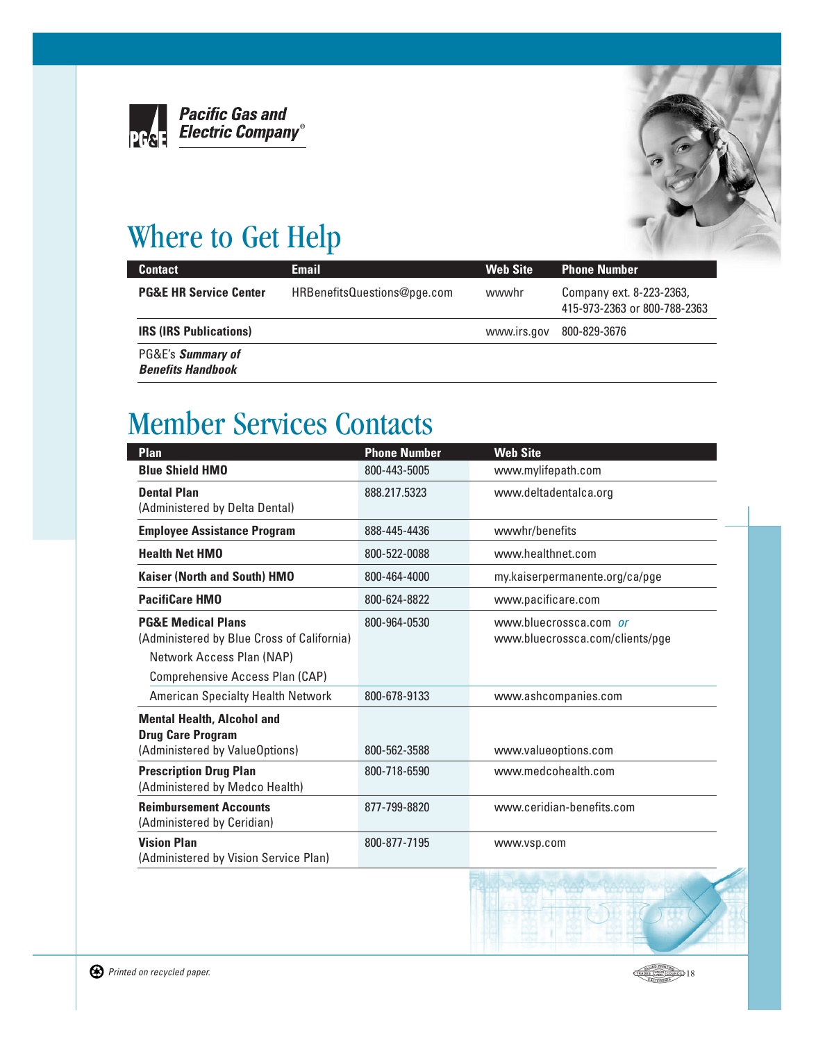Pacific Gas and Electric Company®

# Where to Get Help

| Contact | Email | Web Site | Phone Number |
|---|---|---|---|
| **PG&E HR Service Center** | HRBenefitsQuestions@pge.com | wwwhr | Company ext. 8-223-2363, 415-973-2363 or 800-788-2363 |
| **IRS (IRS Publications)** | | www.irs.gov | 800-829-3676 |
| PG&E's ***Summary of Benefits Handbook*** | | | |

# Member Services Contacts

| Plan | Phone Number | Web Site |
|---|---|---|
| **Blue Shield HMO** | 800-443-5005 | www.mylifepath.com |
| **Dental Plan** (Administered by Delta Dental) | 888.217.5323 | www.deltadentalca.org |
| **Employee Assistance Program** | 888-445-4436 | wwwhr/benefits |
| **Health Net HMO** | 800-522-0088 | www.healthnet.com |
| **Kaiser (North and South) HMO** | 800-464-4000 | my.kaiserpermanente.org/ca/pge |
| **PacifiCare HMO** | 800-624-8822 | www.pacificare.com |
| **PG&E Medical Plans** (Administered by Blue Cross of California) Network Access Plan (NAP) Comprehensive Access Plan (CAP) | 800-964-0530 | www.bluecrossca.com *or* www.bluecrossca.com/clients/pge |
| American Specialty Health Network | 800-678-9133 | www.ashcompanies.com |
| **Mental Health, Alcohol and Drug Care Program** (Administered by ValueOptions) | 800-562-3588 | www.valueoptions.com |
| **Prescription Drug Plan** (Administered by Medco Health) | 800-718-6590 | www.medcohealth.com |
| **Reimbursement Accounts** (Administered by Ceridian) | 877-799-8820 | www.ceridian-benefits.com |
| **Vision Plan** (Administered by Vision Service Plan) | 800-877-7195 | www.vsp.com |

*Printed on recycled paper.*